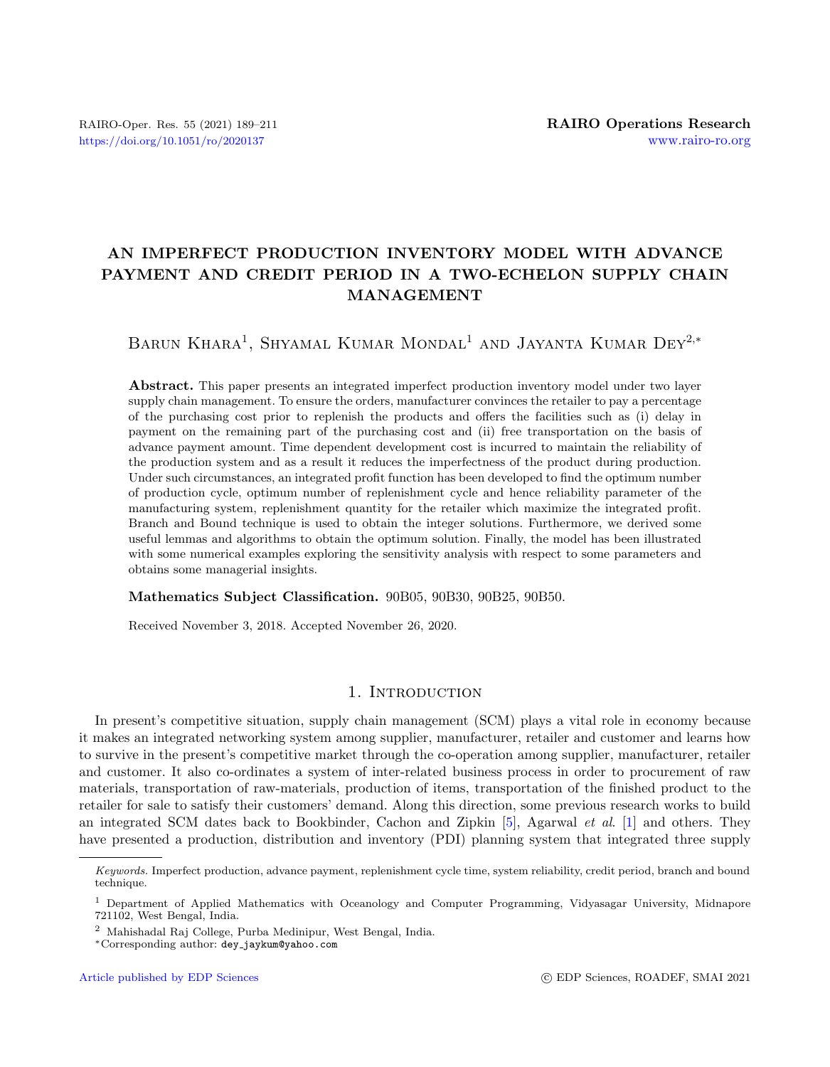# AN IMPERFECT PRODUCTION INVENTORY MODEL WITH ADVANCE PAYMENT AND CREDIT PERIOD IN A TWO-ECHELON SUPPLY CHAIN MANAGEMENT

Barun Khara[1], Shyamal Kumar Mondal[1] and Jayanta Kumar Dey[2,*]

**Abstract.** This paper presents an integrated imperfect production inventory model under two layer supply chain management. To ensure the orders, manufacturer convinces the retailer to pay a percentage of the purchasing cost prior to replenish the products and offers the facilities such as (i) delay in payment on the remaining part of the purchasing cost and (ii) free transportation on the basis of advance payment amount. Time dependent development cost is incurred to maintain the reliability of the production system and as a result it reduces the imperfectness of the product during production. Under such circumstances, an integrated profit function has been developed to find the optimum number of production cycle, optimum number of replenishment cycle and hence reliability parameter of the manufacturing system, replenishment quantity for the retailer which maximize the integrated profit. Branch and Bound technique is used to obtain the integer solutions. Furthermore, we derived some useful lemmas and algorithms to obtain the optimum solution. Finally, the model has been illustrated with some numerical examples exploring the sensitivity analysis with respect to some parameters and obtains some managerial insights.

**Mathematics Subject Classification.** 90B05, 90B30, 90B25, 90B50.

Received November 3, 2018. Accepted November 26, 2020.

## 1. Introduction

In present's competitive situation, supply chain management (SCM) plays a vital role in economy because it makes an integrated networking system among supplier, manufacturer, retailer and customer and learns how to survive in the present's competitive market through the co-operation among supplier, manufacturer, retailer and customer. It also co-ordinates a system of inter-related business process in order to procurement of raw materials, transportation of raw-materials, production of items, transportation of the finished product to the retailer for sale to satisfy their customers' demand. Along this direction, some previous research works to build an integrated SCM dates back to Bookbinder, Cachon and Zipkin [5], Agarwal *et al.* [1] and others. They have presented a production, distribution and inventory (PDI) planning system that integrated three supply

---

*Keywords.* Imperfect production, advance payment, replenishment cycle time, system reliability, credit period, branch and bound technique.

[1] Department of Applied Mathematics with Oceanology and Computer Programming, Vidyasagar University, Midnapore 721102, West Bengal, India.

[2] Mahishadal Raj College, Purba Medinipur, West Bengal, India.

*Corresponding author: dey_jaykum@yahoo.com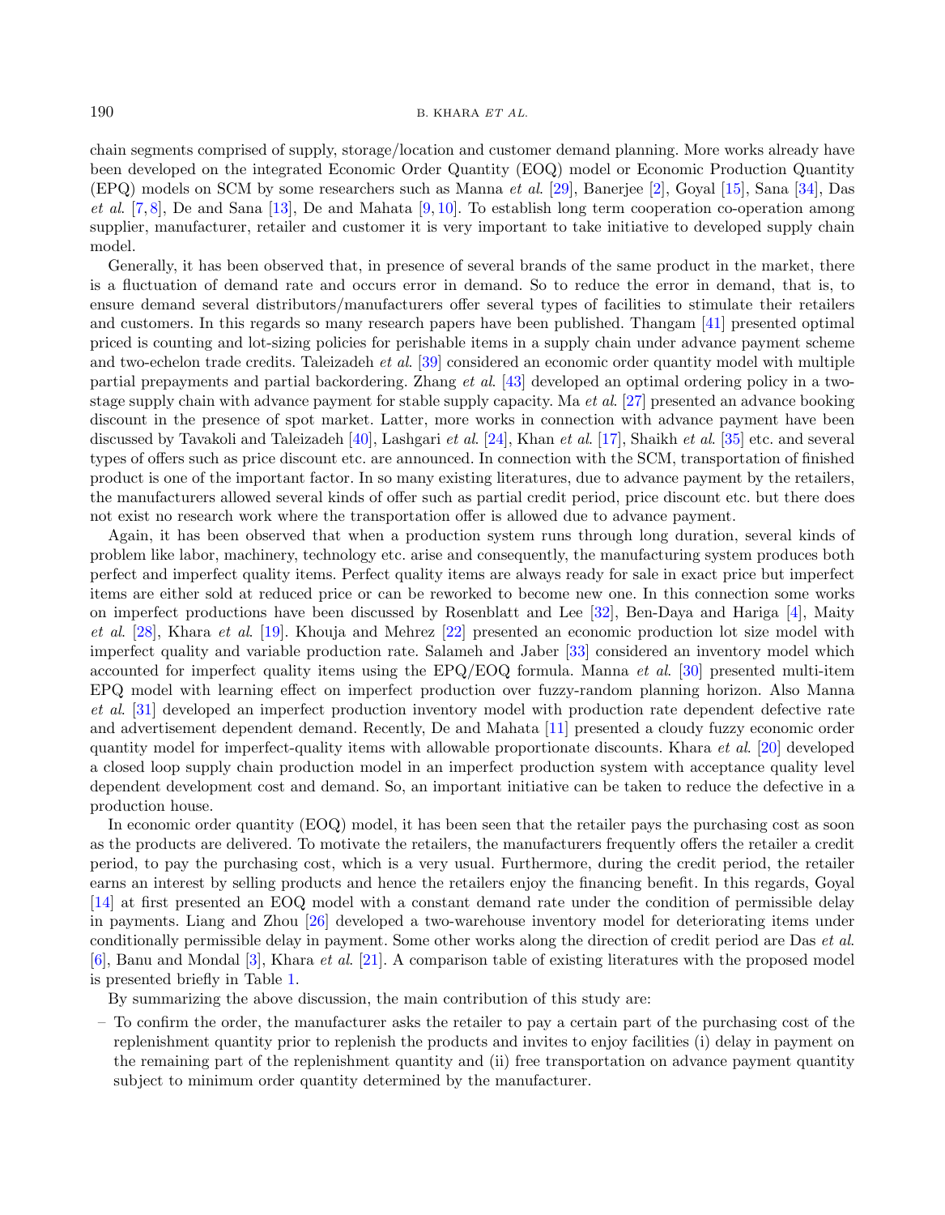chain segments comprised of supply, storage/location and customer demand planning. More works already have been developed on the integrated Economic Order Quantity (EOQ) model or Economic Production Quantity (EPQ) models on SCM by some researchers such as Manna *et al.* [29], Banerjee [2], Goyal [15], Sana [34], Das *et al.* [7, 8], De and Sana [13], De and Mahata [9, 10]. To establish long term cooperation co-operation among supplier, manufacturer, retailer and customer it is very important to take initiative to developed supply chain model.

Generally, it has been observed that, in presence of several brands of the same product in the market, there is a fluctuation of demand rate and occurs error in demand. So to reduce the error in demand, that is, to ensure demand several distributors/manufacturers offer several types of facilities to stimulate their retailers and customers. In this regards so many research papers have been published. Thangam [41] presented optimal priced is counting and lot-sizing policies for perishable items in a supply chain under advance payment scheme and two-echelon trade credits. Taleizadeh *et al.* [39] considered an economic order quantity model with multiple partial prepayments and partial backordering. Zhang *et al.* [43] developed an optimal ordering policy in a two-stage supply chain with advance payment for stable supply capacity. Ma *et al.* [27] presented an advance booking discount in the presence of spot market. Latter, more works in connection with advance payment have been discussed by Tavakoli and Taleizadeh [40], Lashgari *et al.* [24], Khan *et al.* [17], Shaikh *et al.* [35] etc. and several types of offers such as price discount etc. are announced. In connection with the SCM, transportation of finished product is one of the important factor. In so many existing literatures, due to advance payment by the retailers, the manufacturers allowed several kinds of offer such as partial credit period, price discount etc. but there does not exist no research work where the transportation offer is allowed due to advance payment.

Again, it has been observed that when a production system runs through long duration, several kinds of problem like labor, machinery, technology etc. arise and consequently, the manufacturing system produces both perfect and imperfect quality items. Perfect quality items are always ready for sale in exact price but imperfect items are either sold at reduced price or can be reworked to become new one. In this connection some works on imperfect productions have been discussed by Rosenblatt and Lee [32], Ben-Daya and Hariga [4], Maity *et al.* [28], Khara *et al.* [19]. Khouja and Mehrez [22] presented an economic production lot size model with imperfect quality and variable production rate. Salameh and Jaber [33] considered an inventory model which accounted for imperfect quality items using the EPQ/EOQ formula. Manna *et al.* [30] presented multi-item EPQ model with learning effect on imperfect production over fuzzy-random planning horizon. Also Manna *et al.* [31] developed an imperfect production inventory model with production rate dependent defective rate and advertisement dependent demand. Recently, De and Mahata [11] presented a cloudy fuzzy economic order quantity model for imperfect-quality items with allowable proportionate discounts. Khara *et al.* [20] developed a closed loop supply chain production model in an imperfect production system with acceptance quality level dependent development cost and demand. So, an important initiative can be taken to reduce the defective in a production house.

In economic order quantity (EOQ) model, it has been seen that the retailer pays the purchasing cost as soon as the products are delivered. To motivate the retailers, the manufacturers frequently offers the retailer a credit period, to pay the purchasing cost, which is a very usual. Furthermore, during the credit period, the retailer earns an interest by selling products and hence the retailers enjoy the financing benefit. In this regards, Goyal [14] at first presented an EOQ model with a constant demand rate under the condition of permissible delay in payments. Liang and Zhou [26] developed a two-warehouse inventory model for deteriorating items under conditionally permissible delay in payment. Some other works along the direction of credit period are Das *et al.* [6], Banu and Mondal [3], Khara *et al.* [21]. A comparison table of existing literatures with the proposed model is presented briefly in Table 1.

By summarizing the above discussion, the main contribution of this study are:

– To confirm the order, the manufacturer asks the retailer to pay a certain part of the purchasing cost of the replenishment quantity prior to replenish the products and invites to enjoy facilities (i) delay in payment on the remaining part of the replenishment quantity and (ii) free transportation on advance payment quantity subject to minimum order quantity determined by the manufacturer.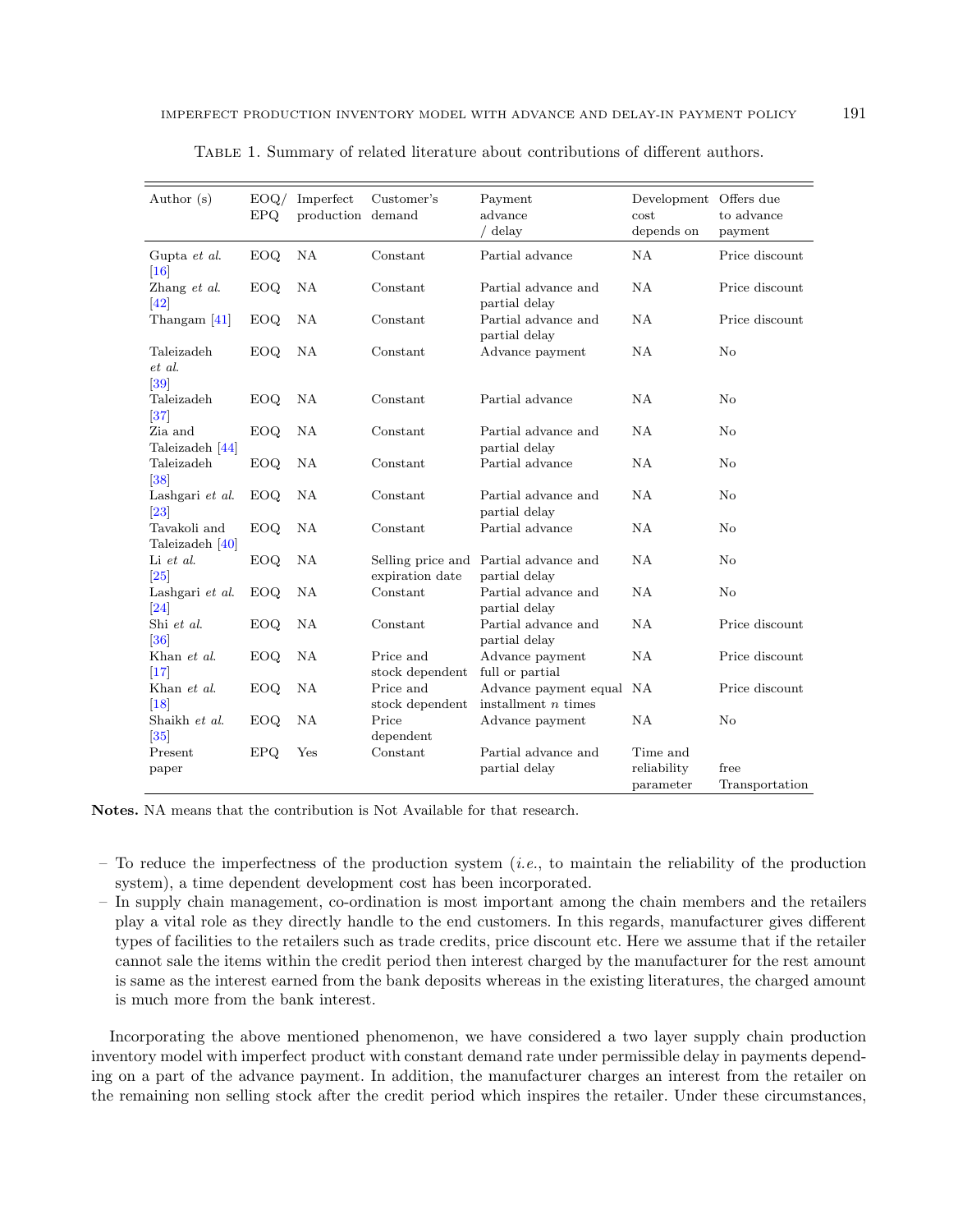Table 1. Summary of related literature about contributions of different authors.

| Author (s) | EOQ/ EPQ | Imperfect production | Customer's demand | Payment advance / delay | Development cost depends on | Offers due to advance payment |
|---|---|---|---|---|---|---|
| Gupta *et al.* [16] | EOQ | NA | Constant | Partial advance | NA | Price discount |
| Zhang *et al.* [42] | EOQ | NA | Constant | Partial advance and partial delay | NA | Price discount |
| Thangam [41] | EOQ | NA | Constant | Partial advance and partial delay | NA | Price discount |
| Taleizadeh *et al.* [39] | EOQ | NA | Constant | Advance payment | NA | No |
| Taleizadeh [37] | EOQ | NA | Constant | Partial advance | NA | No |
| Zia and Taleizadeh [44] | EOQ | NA | Constant | Partial advance and partial delay | NA | No |
| Taleizadeh [38] | EOQ | NA | Constant | Partial advance | NA | No |
| Lashgari *et al.* [23] | EOQ | NA | Constant | Partial advance and partial delay | NA | No |
| Tavakoli and Taleizadeh [40] | EOQ | NA | Constant | Partial advance | NA | No |
| Li *et al.* [25] | EOQ | NA | Selling price and expiration date | Partial advance and partial delay | NA | No |
| Lashgari *et al.* [24] | EOQ | NA | Constant | Partial advance and partial delay | NA | No |
| Shi *et al.* [36] | EOQ | NA | Constant | Partial advance and partial delay | NA | Price discount |
| Khan *et al.* [17] | EOQ | NA | Price and stock dependent | Advance payment full or partial | NA | Price discount |
| Khan *et al.* [18] | EOQ | NA | Price and stock dependent | Advance payment equal installment $n$ times | NA | Price discount |
| Shaikh *et al.* [35] | EOQ | NA | Price dependent | Advance payment | NA | No |
| Present paper | EPQ | Yes | Constant | Partial advance and partial delay | Time and reliability parameter | free Transportation |

**Notes.** NA means that the contribution is Not Available for that research.

- To reduce the imperfectness of the production system (*i.e.*, to maintain the reliability of the production system), a time dependent development cost has been incorporated.
- In supply chain management, co-ordination is most important among the chain members and the retailers play a vital role as they directly handle to the end customers. In this regards, manufacturer gives different types of facilities to the retailers such as trade credits, price discount etc. Here we assume that if the retailer cannot sale the items within the credit period then interest charged by the manufacturer for the rest amount is same as the interest earned from the bank deposits whereas in the existing literatures, the charged amount is much more from the bank interest.

Incorporating the above mentioned phenomenon, we have considered a two layer supply chain production inventory model with imperfect product with constant demand rate under permissible delay in payments depending on a part of the advance payment. In addition, the manufacturer charges an interest from the retailer on the remaining non selling stock after the credit period which inspires the retailer. Under these circumstances,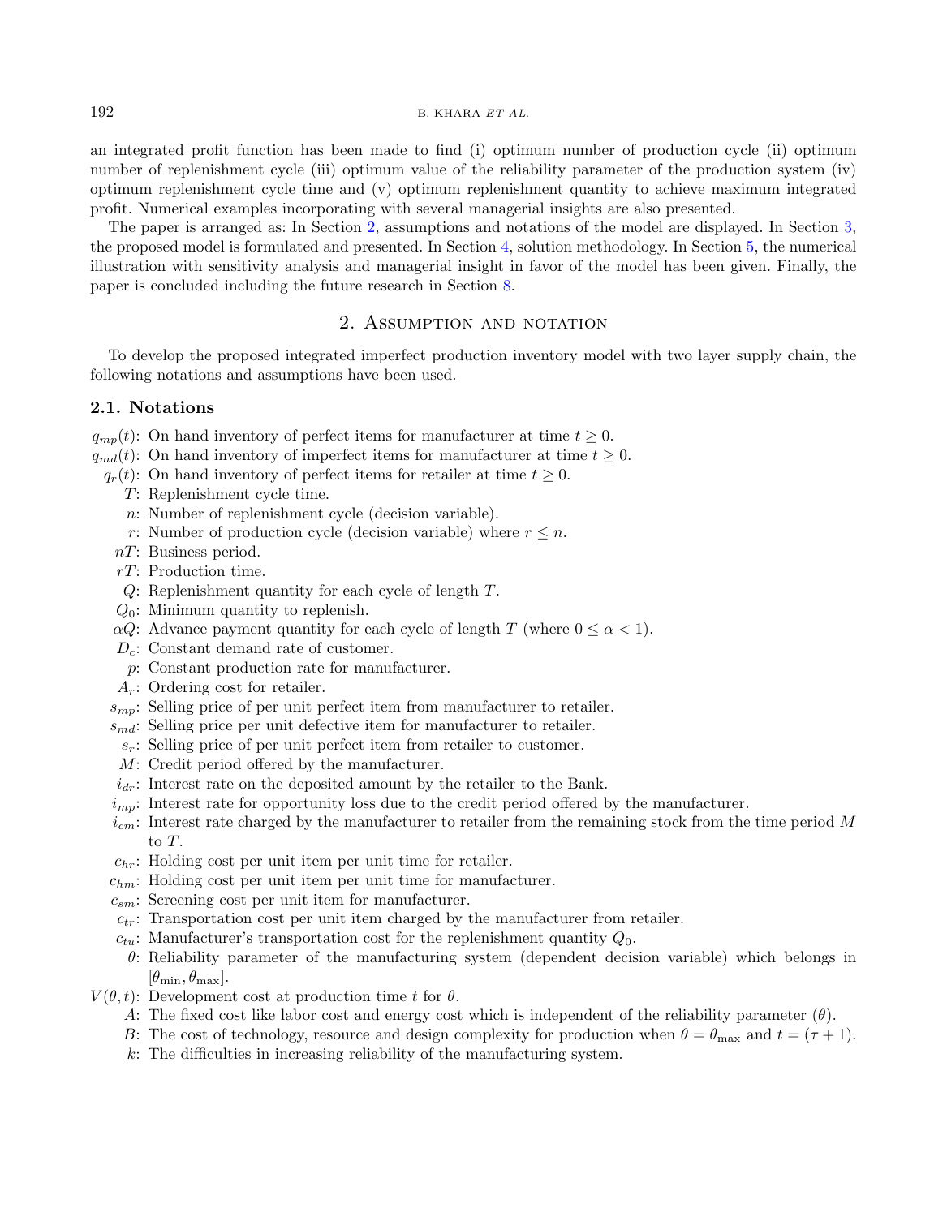an integrated profit function has been made to find (i) optimum number of production cycle (ii) optimum number of replenishment cycle (iii) optimum value of the reliability parameter of the production system (iv) optimum replenishment cycle time and (v) optimum replenishment quantity to achieve maximum integrated profit. Numerical examples incorporating with several managerial insights are also presented.

The paper is arranged as: In Section 2, assumptions and notations of the model are displayed. In Section 3, the proposed model is formulated and presented. In Section 4, solution methodology. In Section 5, the numerical illustration with sensitivity analysis and managerial insight in favor of the model has been given. Finally, the paper is concluded including the future research in Section 8.

## 2. Assumption and notation

To develop the proposed integrated imperfect production inventory model with two layer supply chain, the following notations and assumptions have been used.

### 2.1. Notations

- $q_{mp}(t)$: On hand inventory of perfect items for manufacturer at time $t \geq 0$.
- $q_{md}(t)$: On hand inventory of imperfect items for manufacturer at time $t \geq 0$.
- $q_r(t)$: On hand inventory of perfect items for retailer at time $t \geq 0$.
- $T$: Replenishment cycle time.
- $n$: Number of replenishment cycle (decision variable).
- $r$: Number of production cycle (decision variable) where $r \leq n$.
- $nT$: Business period.
- $rT$: Production time.
- $Q$: Replenishment quantity for each cycle of length $T$.
- $Q_0$: Minimum quantity to replenish.
- $\alpha Q$: Advance payment quantity for each cycle of length $T$ (where $0 \leq \alpha < 1$).
- $D_c$: Constant demand rate of customer.
- $p$: Constant production rate for manufacturer.
- $A_r$: Ordering cost for retailer.
- $s_{mp}$: Selling price of per unit perfect item from manufacturer to retailer.
- $s_{md}$: Selling price per unit defective item for manufacturer to retailer.
- $s_r$: Selling price of per unit perfect item from retailer to customer.
- $M$: Credit period offered by the manufacturer.
- $i_{dr}$: Interest rate on the deposited amount by the retailer to the Bank.
- $i_{mp}$: Interest rate for opportunity loss due to the credit period offered by the manufacturer.
- $i_{cm}$: Interest rate charged by the manufacturer to retailer from the remaining stock from the time period $M$ to $T$.
- $c_{hr}$: Holding cost per unit item per unit time for retailer.
- $c_{hm}$: Holding cost per unit item per unit time for manufacturer.
- $c_{sm}$: Screening cost per unit item for manufacturer.
- $c_{tr}$: Transportation cost per unit item charged by the manufacturer from retailer.
- $c_{tu}$: Manufacturer's transportation cost for the replenishment quantity $Q_0$.
- $\theta$: Reliability parameter of the manufacturing system (dependent decision variable) which belongs in $[\theta_{\min}, \theta_{\max}]$.
- $V(\theta, t)$: Development cost at production time $t$ for $\theta$.
- $A$: The fixed cost like labor cost and energy cost which is independent of the reliability parameter ($\theta$).
- $B$: The cost of technology, resource and design complexity for production when $\theta = \theta_{\max}$ and $t = (\tau + 1)$.
- $k$: The difficulties in increasing reliability of the manufacturing system.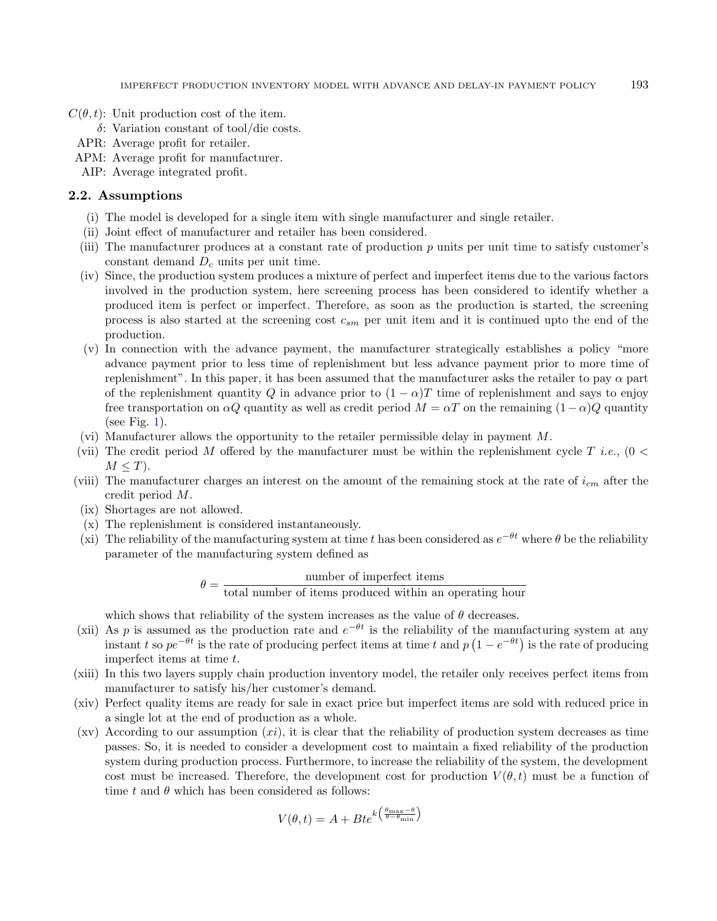$C(\theta, t)$: Unit production cost of the item.

$\delta$: Variation constant of tool/die costs.

APR: Average profit for retailer.

APM: Average profit for manufacturer.

AIP: Average integrated profit.

### 2.2. Assumptions

(i) The model is developed for a single item with single manufacturer and single retailer.

(ii) Joint effect of manufacturer and retailer has been considered.

(iii) The manufacturer produces at a constant rate of production $p$ units per unit time to satisfy customer's constant demand $D_c$ units per unit time.

(iv) Since, the production system produces a mixture of perfect and imperfect items due to the various factors involved in the production system, here screening process has been considered to identify whether a produced item is perfect or imperfect. Therefore, as soon as the production is started, the screening process is also started at the screening cost $c_{sm}$ per unit item and it is continued upto the end of the production.

(v) In connection with the advance payment, the manufacturer strategically establishes a policy "more advance payment prior to less time of replenishment but less advance payment prior to more time of replenishment". In this paper, it has been assumed that the manufacturer asks the retailer to pay $\alpha$ part of the replenishment quantity $Q$ in advance prior to $(1-\alpha)T$ time of replenishment and says to enjoy free transportation on $\alpha Q$ quantity as well as credit period $M = \alpha T$ on the remaining $(1-\alpha)Q$ quantity (see Fig. 1).

(vi) Manufacturer allows the opportunity to the retailer permissible delay in payment $M$.

(vii) The credit period $M$ offered by the manufacturer must be within the replenishment cycle $T$ *i.e.*, $(0 < M \leq T)$.

(viii) The manufacturer charges an interest on the amount of the remaining stock at the rate of $i_{cm}$ after the credit period $M$.

(ix) Shortages are not allowed.

(x) The replenishment is considered instantaneously.

(xi) The reliability of the manufacturing system at time $t$ has been considered as $e^{-\theta t}$ where $\theta$ be the reliability parameter of the manufacturing system defined as

$$\theta = \frac{\text{number of imperfect items}}{\text{total number of items produced within an operating hour}}$$

which shows that reliability of the system increases as the value of $\theta$ decreases.

(xii) As $p$ is assumed as the production rate and $e^{-\theta t}$ is the reliability of the manufacturing system at any instant $t$ so $pe^{-\theta t}$ is the rate of producing perfect items at time $t$ and $p\left(1-e^{-\theta t}\right)$ is the rate of producing imperfect items at time $t$.

(xiii) In this two layers supply chain production inventory model, the retailer only receives perfect items from manufacturer to satisfy his/her customer's demand.

(xiv) Perfect quality items are ready for sale in exact price but imperfect items are sold with reduced price in a single lot at the end of production as a whole.

(xv) According to our assumption $(xi)$, it is clear that the reliability of production system decreases as time passes. So, it is needed to consider a development cost to maintain a fixed reliability of the production system during production process. Furthermore, to increase the reliability of the system, the development cost must be increased. Therefore, the development cost for production $V(\theta, t)$ must be a function of time $t$ and $\theta$ which has been considered as follows:

$$V(\theta, t) = A + Bte^{k\left(\frac{\theta_{\max}-\theta}{\theta-\theta_{\min}}\right)}$$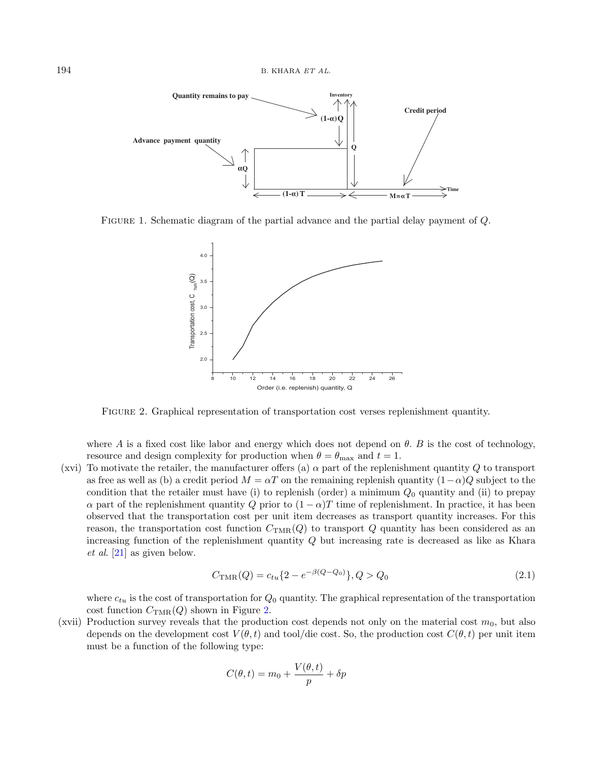FIGURE 1. Schematic diagram of the partial advance and the partial delay payment of $Q$.

FIGURE 2. Graphical representation of transportation cost verses replenishment quantity.

where $A$ is a fixed cost like labor and energy which does not depend on $\theta$. $B$ is the cost of technology, resource and design complexity for production when $\theta = \theta_{\max}$ and $t = 1$.

(xvi) To motivate the retailer, the manufacturer offers (a) $\alpha$ part of the replenishment quantity $Q$ to transport as free as well as (b) a credit period $M = \alpha T$ on the remaining replenish quantity $(1-\alpha)Q$ subject to the condition that the retailer must have (i) to replenish (order) a minimum $Q_0$ quantity and (ii) to prepay $\alpha$ part of the replenishment quantity $Q$ prior to $(1-\alpha)T$ time of replenishment. In practice, it has been observed that the transportation cost per unit item decreases as transport quantity increases. For this reason, the transportation cost function $C_{\text{TMR}}(Q)$ to transport $Q$ quantity has been considered as an increasing function of the replenishment quantity $Q$ but increasing rate is decreased as like as Khara *et al*. [21] as given below.

$$C_{\text{TMR}}(Q) = c_{tu}\{2 - e^{-\beta(Q-Q_0)}\}, Q > Q_0 \tag{2.1}$$

where $c_{tu}$ is the cost of transportation for $Q_0$ quantity. The graphical representation of the transportation cost function $C_{\text{TMR}}(Q)$ shown in Figure 2.

(xvii) Production survey reveals that the production cost depends not only on the material cost $m_0$, but also depends on the development cost $V(\theta, t)$ and tool/die cost. So, the production cost $C(\theta, t)$ per unit item must be a function of the following type:

$$C(\theta, t) = m_0 + \frac{V(\theta, t)}{p} + \delta p$$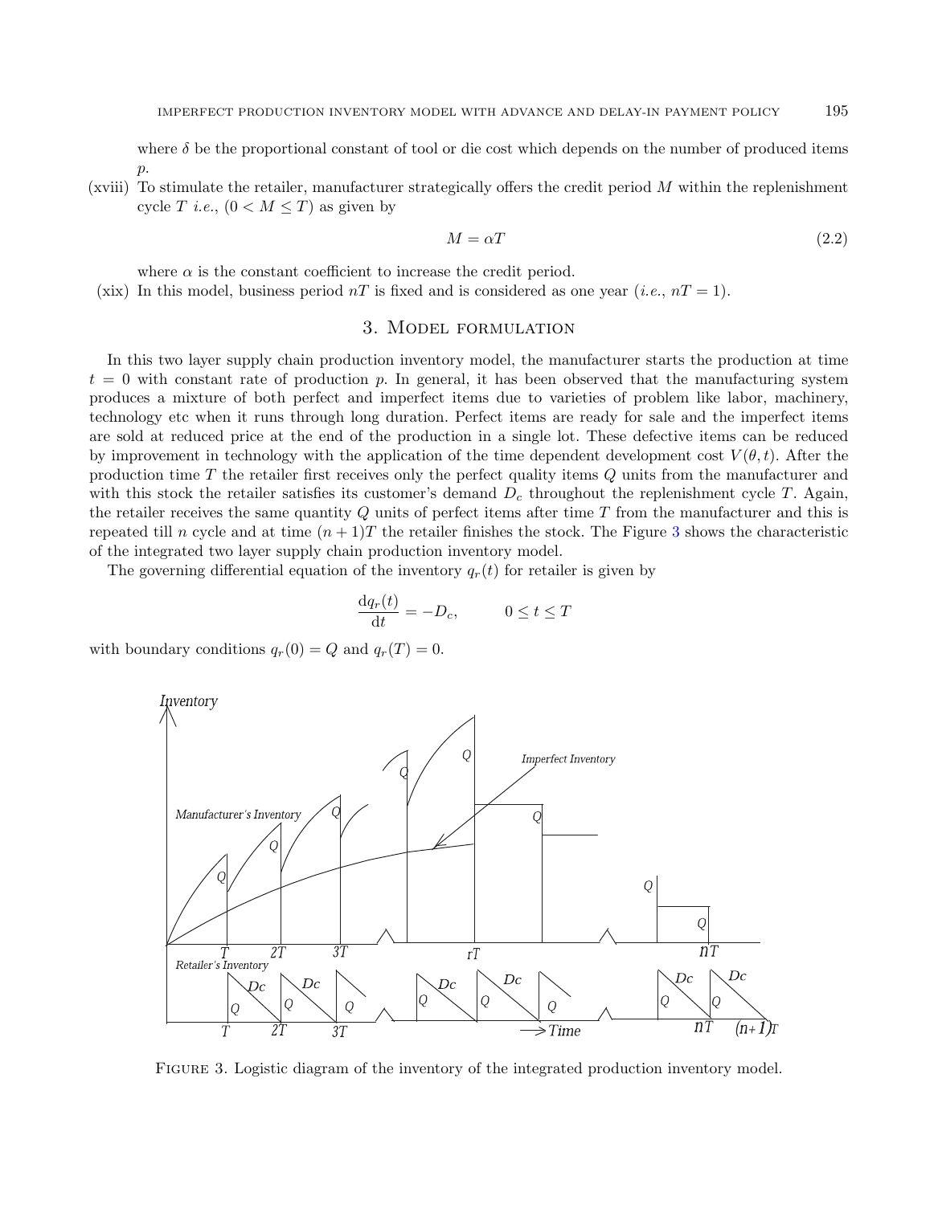where $\delta$ be the proportional constant of tool or die cost which depends on the number of produced items $p$.

(xviii) To stimulate the retailer, manufacturer strategically offers the credit period $M$ within the replenishment cycle $T$ *i.e.*, $(0 < M \leq T)$ as given by

$$M = \alpha T \tag{2.2}$$

where $\alpha$ is the constant coefficient to increase the credit period.

(xix) In this model, business period $nT$ is fixed and is considered as one year (*i.e.*, $nT = 1$).

## 3. Model formulation

In this two layer supply chain production inventory model, the manufacturer starts the production at time $t = 0$ with constant rate of production $p$. In general, it has been observed that the manufacturing system produces a mixture of both perfect and imperfect items due to varieties of problem like labor, machinery, technology etc when it runs through long duration. Perfect items are ready for sale and the imperfect items are sold at reduced price at the end of the production in a single lot. These defective items can be reduced by improvement in technology with the application of the time dependent development cost $V(\theta, t)$. After the production time $T$ the retailer first receives only the perfect quality items $Q$ units from the manufacturer and with this stock the retailer satisfies its customer's demand $D_c$ throughout the replenishment cycle $T$. Again, the retailer receives the same quantity $Q$ units of perfect items after time $T$ from the manufacturer and this is repeated till $n$ cycle and at time $(n+1)T$ the retailer finishes the stock. The Figure 3 shows the characteristic of the integrated two layer supply chain production inventory model.

The governing differential equation of the inventory $q_r(t)$ for retailer is given by

$$\frac{\mathrm{d}q_r(t)}{\mathrm{d}t} = -D_c, \qquad 0 \leq t \leq T$$

with boundary conditions $q_r(0) = Q$ and $q_r(T) = 0$.

Figure 3. Logistic diagram of the inventory of the integrated production inventory model.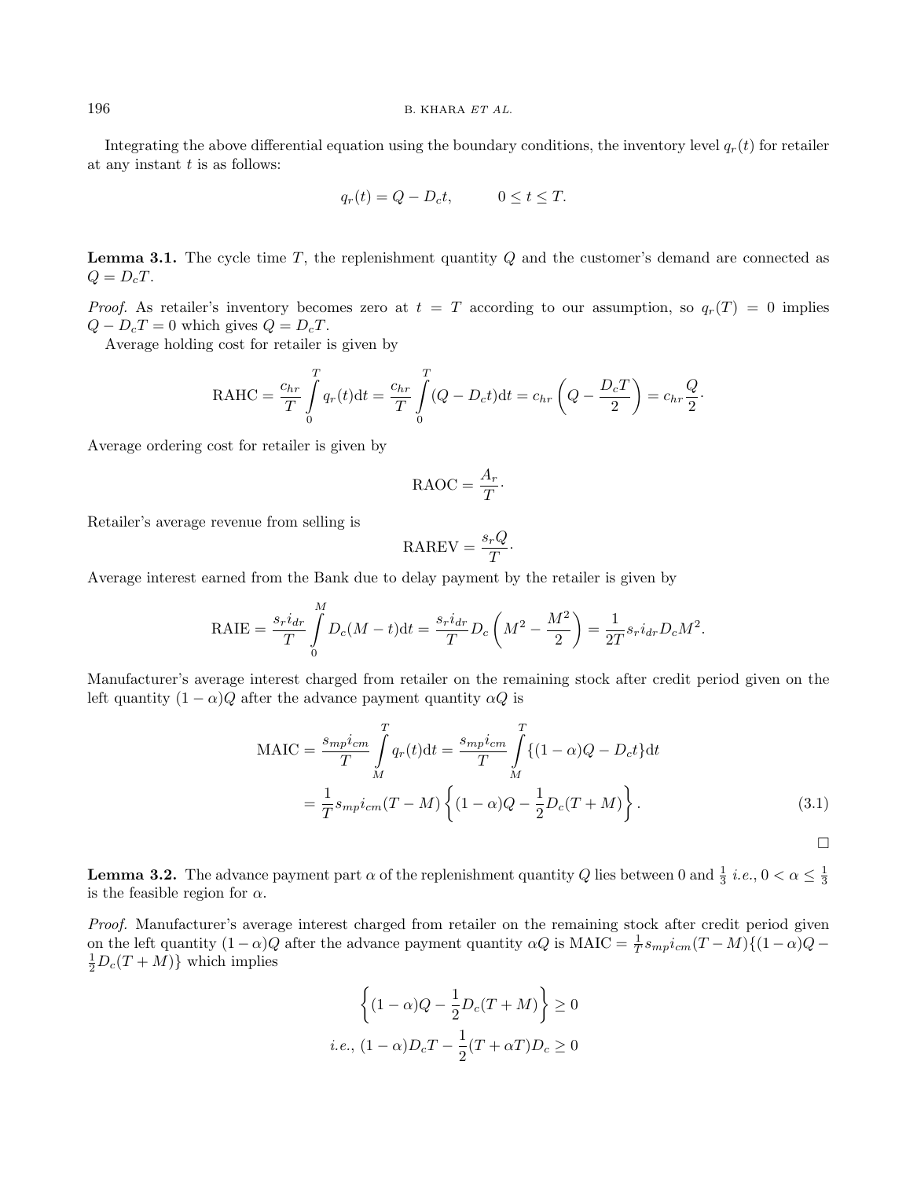Integrating the above differential equation using the boundary conditions, the inventory level $q_r(t)$ for retailer at any instant $t$ is as follows:

$$q_r(t) = Q - D_c t, \qquad 0 \le t \le T.$$

**Lemma 3.1.** The cycle time $T$, the replenishment quantity $Q$ and the customer's demand are connected as $Q = D_c T$.

*Proof.* As retailer's inventory becomes zero at $t = T$ according to our assumption, so $q_r(T) = 0$ implies $Q - D_c T = 0$ which gives $Q = D_c T$.

Average holding cost for retailer is given by

$$\text{RAHC} = \frac{c_{hr}}{T}\int_0^T q_r(t)\mathrm{d}t = \frac{c_{hr}}{T}\int_0^T (Q - D_c t)\mathrm{d}t = c_{hr}\left(Q - \frac{D_c T}{2}\right) = c_{hr}\frac{Q}{2}\cdot$$

Average ordering cost for retailer is given by

$$\text{RAOC} = \frac{A_r}{T}\cdot$$

Retailer's average revenue from selling is

$$\text{RAREV} = \frac{s_r Q}{T}\cdot$$

Average interest earned from the Bank due to delay payment by the retailer is given by

$$\text{RAIE} = \frac{s_r i_{dr}}{T}\int_0^M D_c(M - t)\mathrm{d}t = \frac{s_r i_{dr}}{T} D_c\left(M^2 - \frac{M^2}{2}\right) = \frac{1}{2T} s_r i_{dr} D_c M^2.$$

Manufacturer's average interest charged from retailer on the remaining stock after credit period given on the left quantity $(1-\alpha)Q$ after the advance payment quantity $\alpha Q$ is

$$\begin{aligned}\text{MAIC} &= \frac{s_{mp} i_{cm}}{T}\int_M^T q_r(t)\mathrm{d}t = \frac{s_{mp} i_{cm}}{T}\int_M^T \{(1-\alpha)Q - D_c t\}\mathrm{d}t \\ &= \frac{1}{T} s_{mp} i_{cm}(T - M)\left\{(1-\alpha)Q - \frac{1}{2}D_c(T + M)\right\}.\end{aligned} \tag{3.1}$$

□

**Lemma 3.2.** The advance payment part $\alpha$ of the replenishment quantity $Q$ lies between 0 and $\frac{1}{3}$ *i.e.*, $0 < \alpha \le \frac{1}{3}$ is the feasible region for $\alpha$.

*Proof.* Manufacturer's average interest charged from retailer on the remaining stock after credit period given on the left quantity $(1-\alpha)Q$ after the advance payment quantity $\alpha Q$ is $\text{MAIC} = \frac{1}{T} s_{mp} i_{cm}(T - M)\{(1-\alpha)Q - \frac{1}{2}D_c(T + M)\}$ which implies

$$\left\{(1-\alpha)Q - \frac{1}{2}D_c(T + M)\right\} \ge 0$$

$$\textit{i.e.},\ (1-\alpha)D_c T - \frac{1}{2}(T + \alpha T)D_c \ge 0$$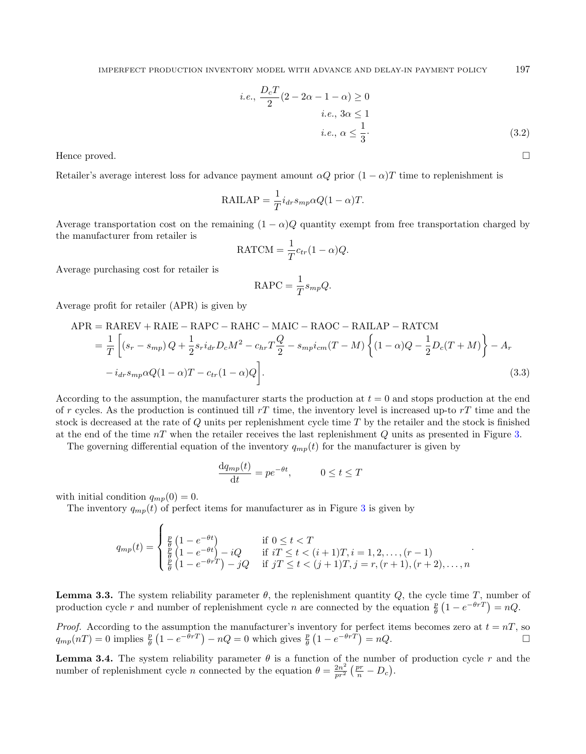$$
i.e., \frac{D_c T}{2}(2 - 2\alpha - 1 - \alpha) \geq 0
$$

$$
i.e., 3\alpha \leq 1
$$

$$
i.e., \alpha \leq \frac{1}{3}. \tag{3.2}
$$

Hence proved. □

Retailer's average interest loss for advance payment amount $\alpha Q$ prior $(1-\alpha)T$ time to replenishment is

$$
\text{RAILAP} = \frac{1}{T} i_{dr} s_{mp} \alpha Q (1-\alpha) T.
$$

Average transportation cost on the remaining $(1-\alpha)Q$ quantity exempt from free transportation charged by the manufacturer from retailer is

$$
\text{RATCM} = \frac{1}{T} c_{tr} (1-\alpha) Q.
$$

Average purchasing cost for retailer is

$$
\text{RAPC} = \frac{1}{T} s_{mp} Q.
$$

Average profit for retailer (APR) is given by

$$
\begin{aligned}
\text{APR} &= \text{RAREV} + \text{RAIE} - \text{RAPC} - \text{RAHC} - \text{MAIC} - \text{RAOC} - \text{RAILAP} - \text{RATCM} \\
&= \frac{1}{T}\Bigg[(s_r - s_{mp})\, Q + \frac{1}{2} s_r i_{dr} D_c M^2 - c_{hr} T \frac{Q}{2} - s_{mp} i_{cm} (T - M) \left\{(1-\alpha)Q - \frac{1}{2} D_c (T + M)\right\} - A_r \\
&\quad - i_{dr} s_{mp} \alpha Q (1-\alpha) T - c_{tr} (1-\alpha) Q\Bigg].
\end{aligned} \tag{3.3}
$$

According to the assumption, the manufacturer starts the production at $t = 0$ and stops production at the end of $r$ cycles. As the production is continued till $rT$ time, the inventory level is increased up-to $rT$ time and the stock is decreased at the rate of $Q$ units per replenishment cycle time $T$ by the retailer and the stock is finished at the end of the time $nT$ when the retailer receives the last replenishment $Q$ units as presented in Figure 3.

The governing differential equation of the inventory $q_{mp}(t)$ for the manufacturer is given by

$$
\frac{\mathrm{d}q_{mp}(t)}{\mathrm{d}t} = p e^{-\theta t}, \qquad 0 \leq t \leq T
$$

with initial condition $q_{mp}(0) = 0$.

The inventory $q_{mp}(t)$ of perfect items for manufacturer as in Figure 3 is given by

$$
q_{mp}(t) = \begin{cases} \frac{p}{\theta}\left(1 - e^{-\theta t}\right) & \text{if } 0 \leq t < T \\ \frac{p}{\theta}\left(1 - e^{-\theta t}\right) - iQ & \text{if } iT \leq t < (i+1)T, i = 1, 2, \ldots, (r-1) \\ \frac{p}{\theta}\left(1 - e^{-\theta r T}\right) - jQ & \text{if } jT \leq t < (j+1)T, j = r, (r+1), (r+2), \ldots, n \end{cases}.
$$

**Lemma 3.3.** The system reliability parameter $\theta$, the replenishment quantity $Q$, the cycle time $T$, number of production cycle $r$ and number of replenishment cycle $n$ are connected by the equation $\frac{p}{\theta}\left(1 - e^{-\theta r T}\right) = nQ$.

*Proof.* According to the assumption the manufacturer's inventory for perfect items becomes zero at $t = nT$, so $q_{mp}(nT) = 0$ implies $\frac{p}{\theta}\left(1 - e^{-\theta r T}\right) - nQ = 0$ which gives $\frac{p}{\theta}\left(1 - e^{-\theta r T}\right) = nQ$. □

**Lemma 3.4.** The system reliability parameter $\theta$ is a function of the number of production cycle $r$ and the number of replenishment cycle $n$ connected by the equation $\theta = \frac{2n^2}{pr^2}\left(\frac{pr}{n} - D_c\right)$.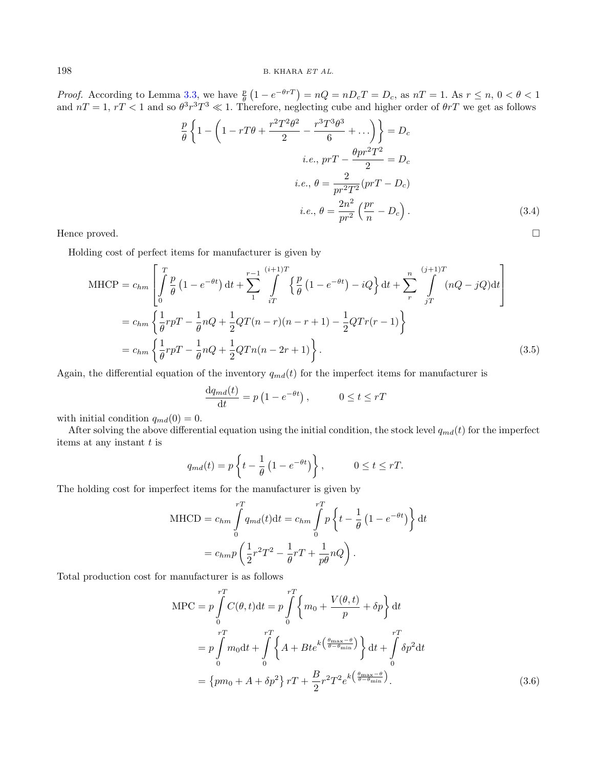*Proof.* According to Lemma 3.3, we have $\frac{p}{\theta}\left(1-e^{-\theta rT}\right) = nQ = nD_cT = D_c$, as $nT = 1$. As $r \leq n$, $0 < \theta < 1$ and $nT = 1$, $rT < 1$ and so $\theta^3 r^3 T^3 \ll 1$. Therefore, neglecting cube and higher order of $\theta rT$ we get as follows

$$
\begin{aligned}
\frac{p}{\theta}\left\{1-\left(1-rT\theta+\frac{r^2T^2\theta^2}{2}-\frac{r^3T^3\theta^3}{6}+\dots\right)\right\} &= D_c \\
i.e.,\ prT-\frac{\theta pr^2T^2}{2} &= D_c \\
i.e.,\ \theta &= \frac{2}{pr^2T^2}(prT-D_c) \\
i.e.,\ \theta &= \frac{2n^2}{pr^2}\left(\frac{pr}{n}-D_c\right). \qquad (3.4)
\end{aligned}
$$

Hence proved. □

Holding cost of perfect items for manufacturer is given by

$$
\begin{aligned}
\text{MHCP} &= c_{hm}\left[\int_0^T \frac{p}{\theta}\left(1-e^{-\theta t}\right)\mathrm{d}t + \sum_1^{r-1}\int_{iT}^{(i+1)T}\left\{\frac{p}{\theta}\left(1-e^{-\theta t}\right)-iQ\right\}\mathrm{d}t + \sum_r^n \int_{jT}^{(j+1)T}(nQ-jQ)\mathrm{d}t\right] \\
&= c_{hm}\left\{\frac{1}{\theta}rpT-\frac{1}{\theta}nQ+\frac{1}{2}QT(n-r)(n-r+1)-\frac{1}{2}QTr(r-1)\right\} \\
&= c_{hm}\left\{\frac{1}{\theta}rpT-\frac{1}{\theta}nQ+\frac{1}{2}QTn(n-2r+1)\right\}. \qquad (3.5)
\end{aligned}
$$

Again, the differential equation of the inventory $q_{md}(t)$ for the imperfect items for manufacturer is

$$
\frac{\mathrm{d}q_{md}(t)}{\mathrm{d}t} = p\left(1-e^{-\theta t}\right), \qquad 0 \leq t \leq rT
$$

with initial condition $q_{md}(0) = 0$.

After solving the above differential equation using the initial condition, the stock level $q_{md}(t)$ for the imperfect items at any instant $t$ is

$$
q_{md}(t) = p\left\{t-\frac{1}{\theta}\left(1-e^{-\theta t}\right)\right\}, \qquad 0 \leq t \leq rT.
$$

The holding cost for imperfect items for the manufacturer is given by

$$
\begin{aligned}
\text{MHCD} &= c_{hm}\int_0^{rT} q_{md}(t)\mathrm{d}t = c_{hm}\int_0^{rT} p\left\{t-\frac{1}{\theta}\left(1-e^{-\theta t}\right)\right\}\mathrm{d}t \\
&= c_{hm}p\left(\frac{1}{2}r^2T^2-\frac{1}{\theta}rT+\frac{1}{p\theta}nQ\right).
\end{aligned}
$$

Total production cost for manufacturer is as follows

$$
\begin{aligned}
\text{MPC} &= p\int_0^{rT} C(\theta,t)\mathrm{d}t = p\int_0^{rT}\left\{m_0+\frac{V(\theta,t)}{p}+\delta p\right\}\mathrm{d}t \\
&= p\int_0^{rT} m_0\mathrm{d}t + \int_0^{rT}\left\{A+Bte^{k\left(\frac{\theta_{\max}-\theta}{\theta-\theta_{\min}}\right)}\right\}\mathrm{d}t + \int_0^{rT}\delta p^2\mathrm{d}t \\
&= \left\{pm_0+A+\delta p^2\right\}rT+\frac{B}{2}r^2T^2e^{k\left(\frac{\theta_{\max}-\theta}{\theta-\theta_{\min}}\right)}. \qquad (3.6)
\end{aligned}
$$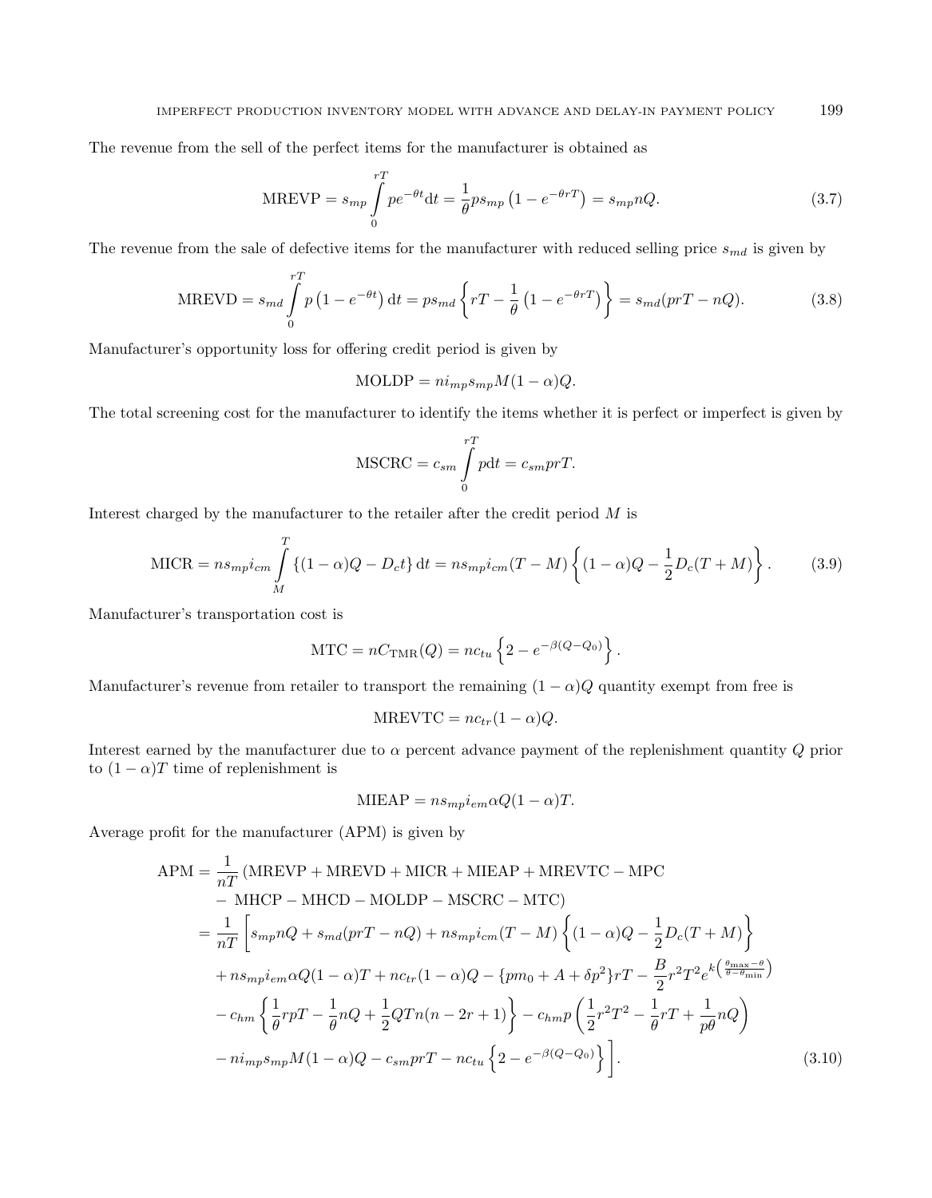The revenue from the sell of the perfect items for the manufacturer is obtained as

$$\text{MREVP} = s_{mp} \int_{0}^{rT} p e^{-\theta t} \mathrm{d}t = \frac{1}{\theta} p s_{mp} \left(1 - e^{-\theta r T}\right) = s_{mp} n Q. \tag{3.7}$$

The revenue from the sale of defective items for the manufacturer with reduced selling price $s_{md}$ is given by

$$\text{MREVD} = s_{md} \int_{0}^{rT} p\left(1 - e^{-\theta t}\right) \mathrm{d}t = p s_{md} \left\{ rT - \frac{1}{\theta}\left(1 - e^{-\theta r T}\right) \right\} = s_{md}(prT - nQ). \tag{3.8}$$

Manufacturer's opportunity loss for offering credit period is given by

$$\text{MOLDP} = n i_{mp} s_{mp} M (1-\alpha) Q.$$

The total screening cost for the manufacturer to identify the items whether it is perfect or imperfect is given by

$$\text{MSCRC} = c_{sm} \int_{0}^{rT} p \mathrm{d}t = c_{sm} prT.$$

Interest charged by the manufacturer to the retailer after the credit period $M$ is

$$\text{MICR} = n s_{mp} i_{cm} \int_{M}^{T} \left\{(1-\alpha)Q - D_c t\right\} \mathrm{d}t = n s_{mp} i_{cm} (T - M) \left\{ (1-\alpha)Q - \frac{1}{2} D_c (T + M) \right\}. \tag{3.9}$$

Manufacturer's transportation cost is

$$\text{MTC} = n C_{\text{TMR}}(Q) = n c_{tu} \left\{ 2 - e^{-\beta(Q - Q_0)} \right\}.$$

Manufacturer's revenue from retailer to transport the remaining $(1-\alpha)Q$ quantity exempt from free is

$$\text{MREVTC} = n c_{tr} (1-\alpha) Q.$$

Interest earned by the manufacturer due to $\alpha$ percent advance payment of the replenishment quantity $Q$ prior to $(1-\alpha)T$ time of replenishment is

$$\text{MIEAP} = n s_{mp} i_{em} \alpha Q (1-\alpha) T.$$

Average profit for the manufacturer (APM) is given by

$$\begin{aligned}
\text{APM} &= \frac{1}{nT} (\text{MREVP} + \text{MREVD} + \text{MICR} + \text{MIEAP} + \text{MREVTC} - \text{MPC} \\
&\quad - \text{MHCP} - \text{MHCD} - \text{MOLDP} - \text{MSCRC} - \text{MTC}) \\
&= \frac{1}{nT} \Bigg[ s_{mp} n Q + s_{md}(prT - nQ) + n s_{mp} i_{cm} (T - M) \left\{ (1-\alpha)Q - \frac{1}{2} D_c (T + M) \right\} \\
&\quad + n s_{mp} i_{em} \alpha Q (1-\alpha) T + n c_{tr} (1-\alpha) Q - \{p m_0 + A + \delta p^2\} rT - \frac{B}{2} r^2 T^2 e^{k\left(\frac{\theta_{\max} - \theta}{\theta - \theta_{\min}}\right)} \\
&\quad - c_{hm} \left\{ \frac{1}{\theta} r p T - \frac{1}{\theta} n Q + \frac{1}{2} Q T n (n - 2r + 1) \right\} - c_{hm} p \left( \frac{1}{2} r^2 T^2 - \frac{1}{\theta} r T + \frac{1}{p\theta} n Q \right) \\
&\quad - n i_{mp} s_{mp} M (1-\alpha) Q - c_{sm} prT - n c_{tu} \left\{ 2 - e^{-\beta(Q - Q_0)} \right\} \Bigg].
\end{aligned} \tag{3.10}$$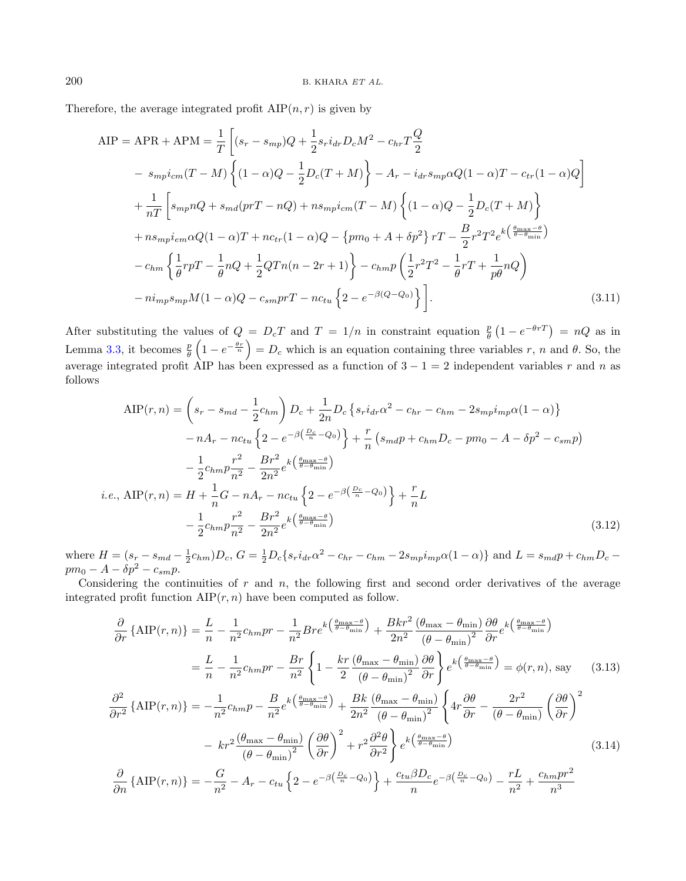Therefore, the average integrated profit $\text{AIP}(n, r)$ is given by

$$
\begin{aligned}
\text{AIP} = \text{APR} + \text{APM} = & \frac{1}{T}\left[(s_r - s_{mp})Q + \frac{1}{2}s_r i_{dr} D_c M^2 - c_{hr} T\frac{Q}{2}\right. \\
& - s_{mp} i_{cm}(T-M)\left\{(1-\alpha)Q - \frac{1}{2}D_c(T+M)\right\} - A_r - i_{dr} s_{mp}\alpha Q(1-\alpha)T - c_{tr}(1-\alpha)Q\Bigg] \\
& + \frac{1}{nT}\left[s_{mp} nQ + s_{md}(prT - nQ) + n s_{mp} i_{cm}(T-M)\left\{(1-\alpha)Q - \frac{1}{2}D_c(T+M)\right\}\right. \\
& + n s_{mp} i_{em}\alpha Q(1-\alpha)T + n c_{tr}(1-\alpha)Q - \left\{pm_0 + A + \delta p^2\right\} rT - \frac{B}{2}r^2 T^2 e^{k\left(\frac{\theta_{\max}-\theta}{\theta-\theta_{\min}}\right)} \\
& - c_{hm}\left\{\frac{1}{\theta}rpT - \frac{1}{\theta}nQ + \frac{1}{2}QTn(n-2r+1)\right\} - c_{hm} p\left(\frac{1}{2}r^2T^2 - \frac{1}{\theta}rT + \frac{1}{p\theta}nQ\right) \\
& - n i_{mp} s_{mp} M(1-\alpha)Q - c_{sm} prT - n c_{tu}\left\{2 - e^{-\beta(Q-Q_0)}\right\}\Bigg].
\end{aligned} \tag{3.11}
$$

After substituting the values of $Q = D_c T$ and $T = 1/n$ in constraint equation $\frac{p}{\theta}\left(1 - e^{-\theta rT}\right) = nQ$ as in Lemma 3.3, it becomes $\frac{p}{\theta}\left(1 - e^{-\frac{\theta r}{n}}\right) = D_c$ which is an equation containing three variables $r$, $n$ and $\theta$. So, the average integrated profit AIP has been expressed as a function of $3 - 1 = 2$ independent variables $r$ and $n$ as follows

$$
\begin{aligned}
\text{AIP}(r, n) = & \left(s_r - s_{md} - \frac{1}{2}c_{hm}\right)D_c + \frac{1}{2n}D_c\left\{s_r i_{dr}\alpha^2 - c_{hr} - c_{hm} - 2s_{mp} i_{mp}\alpha(1-\alpha)\right\} \\
& - nA_r - n c_{tu}\left\{2 - e^{-\beta\left(\frac{D_c}{n} - Q_0\right)}\right\} + \frac{r}{n}\left(s_{md} p + c_{hm} D_c - pm_0 - A - \delta p^2 - c_{sm} p\right) \\
& - \frac{1}{2}c_{hm} p\frac{r^2}{n^2} - \frac{Br^2}{2n^2}e^{k\left(\frac{\theta_{\max}-\theta}{\theta-\theta_{\min}}\right)} \\
i.e.,\ \text{AIP}(r, n) = & H + \frac{1}{n}G - nA_r - n c_{tu}\left\{2 - e^{-\beta\left(\frac{D_c}{n} - Q_0\right)}\right\} + \frac{r}{n}L \\
& - \frac{1}{2}c_{hm} p\frac{r^2}{n^2} - \frac{Br^2}{2n^2}e^{k\left(\frac{\theta_{\max}-\theta}{\theta-\theta_{\min}}\right)}
\end{aligned} \tag{3.12}
$$

where $H = (s_r - s_{md} - \frac{1}{2}c_{hm})D_c$, $G = \frac{1}{2}D_c\{s_r i_{dr}\alpha^2 - c_{hr} - c_{hm} - 2s_{mp} i_{mp}\alpha(1-\alpha)\}$ and $L = s_{md} p + c_{hm} D_c - pm_0 - A - \delta p^2 - c_{sm} p$.

Considering the continuities of $r$ and $n$, the following first and second order derivatives of the average integrated profit function $\text{AIP}(r, n)$ have been computed as follow.

$$
\begin{aligned}
\frac{\partial}{\partial r}\left\{\text{AIP}(r, n)\right\} & = \frac{L}{n} - \frac{1}{n^2}c_{hm} pr - \frac{1}{n^2}Bre^{k\left(\frac{\theta_{\max}-\theta}{\theta-\theta_{\min}}\right)} + \frac{Bkr^2}{2n^2}\frac{(\theta_{\max} - \theta_{\min})}{(\theta - \theta_{\min})^2}\frac{\partial\theta}{\partial r}e^{k\left(\frac{\theta_{\max}-\theta}{\theta-\theta_{\min}}\right)} \\
& = \frac{L}{n} - \frac{1}{n^2}c_{hm} pr - \frac{Br}{n^2}\left\{1 - \frac{kr}{2}\frac{(\theta_{\max} - \theta_{\min})}{(\theta - \theta_{\min})^2}\frac{\partial\theta}{\partial r}\right\}e^{k\left(\frac{\theta_{\max}-\theta}{\theta-\theta_{\min}}\right)} = \phi(r, n),\ \text{say}
\end{aligned} \tag{3.13}
$$

$$
\begin{aligned}
\frac{\partial^2}{\partial r^2}\left\{\text{AIP}(r, n)\right\} = & -\frac{1}{n^2}c_{hm} p - \frac{B}{n^2}e^{k\left(\frac{\theta_{\max}-\theta}{\theta-\theta_{\min}}\right)} + \frac{Bk}{2n^2}\frac{(\theta_{\max} - \theta_{\min})}{(\theta - \theta_{\min})^2}\left\{4r\frac{\partial\theta}{\partial r} - \frac{2r^2}{(\theta - \theta_{\min})}\left(\frac{\partial\theta}{\partial r}\right)^2\right. \\
& \left. - kr^2\frac{(\theta_{\max} - \theta_{\min})}{(\theta - \theta_{\min})^2}\left(\frac{\partial\theta}{\partial r}\right)^2 + r^2\frac{\partial^2\theta}{\partial r^2}\right\}e^{k\left(\frac{\theta_{\max}-\theta}{\theta-\theta_{\min}}\right)}
\end{aligned} \tag{3.14}
$$

$$
\frac{\partial}{\partial n}\left\{\text{AIP}(r, n)\right\} = -\frac{G}{n^2} - A_r - c_{tu}\left\{2 - e^{-\beta\left(\frac{D_c}{n} - Q_0\right)}\right\} + \frac{c_{tu}\beta D_c}{n}e^{-\beta\left(\frac{D_c}{n} - Q_0\right)} - \frac{rL}{n^2} + \frac{c_{hm} pr^2}{n^3}
$$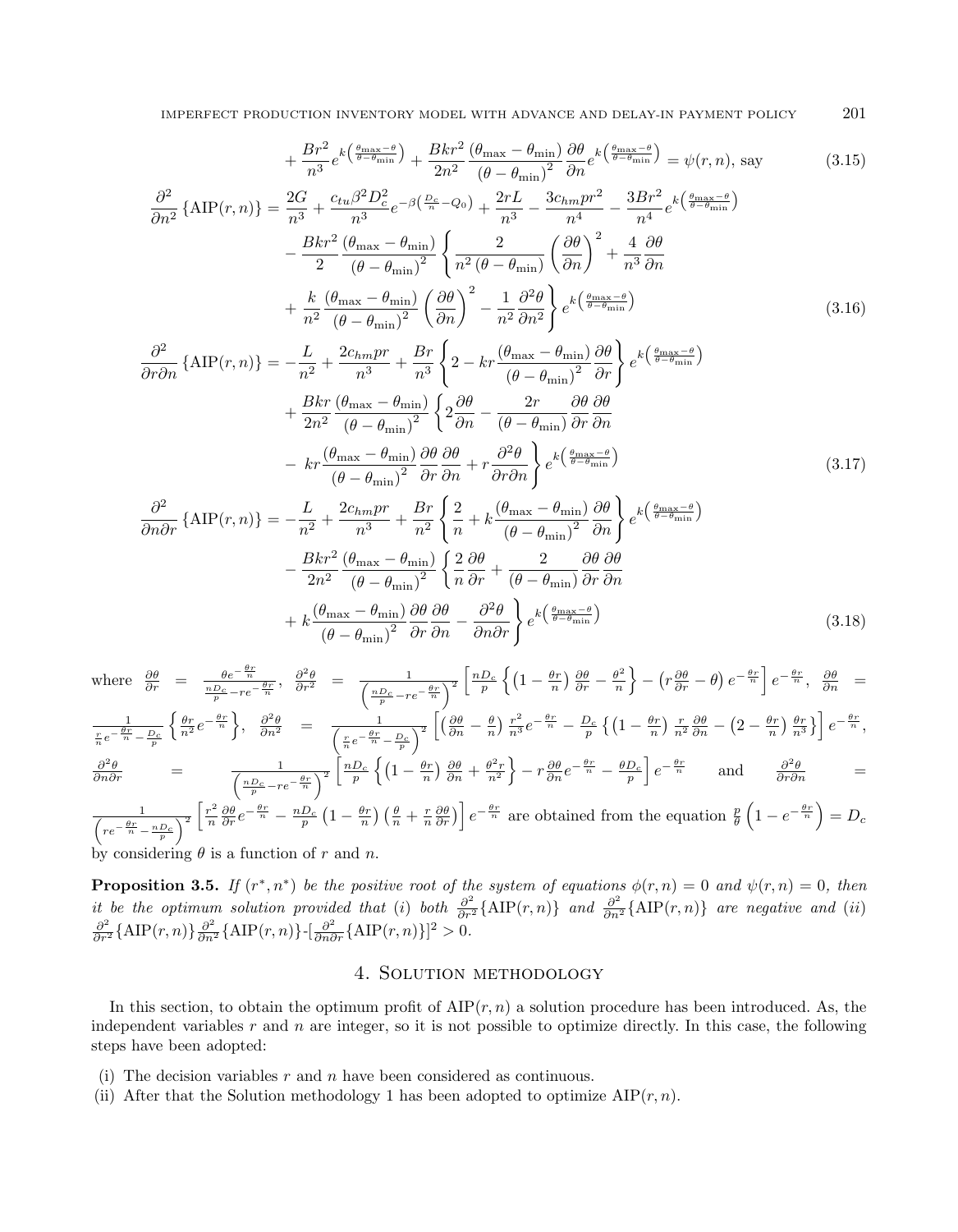$$+\frac{Br^2}{n^3}e^{k\left(\frac{\theta_{\max}-\theta}{\theta-\theta_{\min}}\right)}+\frac{Bkr^2}{2n^2}\frac{\left(\theta_{\max}-\theta_{\min}\right)}{\left(\theta-\theta_{\min}\right)^2}\frac{\partial\theta}{\partial n}e^{k\left(\frac{\theta_{\max}-\theta}{\theta-\theta_{\min}}\right)}=\psi(r,n),\text{ say} \tag{3.15}$$

$$\begin{aligned}\frac{\partial^2}{\partial n^2}\left\{\mathrm{AIP}(r,n)\right\}=&\ \frac{2G}{n^3}+\frac{c_{tu}\beta^2D_c^2}{n^3}e^{-\beta\left(\frac{D_c}{n}-Q_0\right)}+\frac{2rL}{n^3}-\frac{3c_{hm}pr^2}{n^4}-\frac{3Br^2}{n^4}e^{k\left(\frac{\theta_{\max}-\theta}{\theta-\theta_{\min}}\right)}\\&-\frac{Bkr^2}{2}\frac{\left(\theta_{\max}-\theta_{\min}\right)}{\left(\theta-\theta_{\min}\right)^2}\left\{\frac{2}{n^2\left(\theta-\theta_{\min}\right)}\left(\frac{\partial\theta}{\partial n}\right)^2+\frac{4}{n^3}\frac{\partial\theta}{\partial n}\right.\\&\left.+\frac{k}{n^2}\frac{\left(\theta_{\max}-\theta_{\min}\right)}{\left(\theta-\theta_{\min}\right)^2}\left(\frac{\partial\theta}{\partial n}\right)^2-\frac{1}{n^2}\frac{\partial^2\theta}{\partial n^2}\right\}e^{k\left(\frac{\theta_{\max}-\theta}{\theta-\theta_{\min}}\right)}\end{aligned} \tag{3.16}$$

$$\begin{aligned}\frac{\partial^2}{\partial r\partial n}\left\{\mathrm{AIP}(r,n)\right\}=&-\frac{L}{n^2}+\frac{2c_{hm}pr}{n^3}+\frac{Br}{n^3}\left\{2-kr\frac{\left(\theta_{\max}-\theta_{\min}\right)}{\left(\theta-\theta_{\min}\right)^2}\frac{\partial\theta}{\partial r}\right\}e^{k\left(\frac{\theta_{\max}-\theta}{\theta-\theta_{\min}}\right)}\\&+\frac{Bkr}{2n^2}\frac{\left(\theta_{\max}-\theta_{\min}\right)}{\left(\theta-\theta_{\min}\right)^2}\left\{2\frac{\partial\theta}{\partial n}-\frac{2r}{\left(\theta-\theta_{\min}\right)}\frac{\partial\theta}{\partial r}\frac{\partial\theta}{\partial n}\right.\\&\left.-\ kr\frac{\left(\theta_{\max}-\theta_{\min}\right)}{\left(\theta-\theta_{\min}\right)^2}\frac{\partial\theta}{\partial r}\frac{\partial\theta}{\partial n}+r\frac{\partial^2\theta}{\partial r\partial n}\right\}e^{k\left(\frac{\theta_{\max}-\theta}{\theta-\theta_{\min}}\right)}\end{aligned} \tag{3.17}$$

$$\begin{aligned}\frac{\partial^2}{\partial n\partial r}\left\{\mathrm{AIP}(r,n)\right\}=&-\frac{L}{n^2}+\frac{2c_{hm}pr}{n^3}+\frac{Br}{n^2}\left\{\frac{2}{n}+k\frac{\left(\theta_{\max}-\theta_{\min}\right)}{\left(\theta-\theta_{\min}\right)^2}\frac{\partial\theta}{\partial n}\right\}e^{k\left(\frac{\theta_{\max}-\theta}{\theta-\theta_{\min}}\right)}\\&-\frac{Bkr^2}{2n^2}\frac{\left(\theta_{\max}-\theta_{\min}\right)}{\left(\theta-\theta_{\min}\right)^2}\left\{\frac{2}{n}\frac{\partial\theta}{\partial r}+\frac{2}{\left(\theta-\theta_{\min}\right)}\frac{\partial\theta}{\partial r}\frac{\partial\theta}{\partial n}\right.\\&\left.+k\frac{\left(\theta_{\max}-\theta_{\min}\right)}{\left(\theta-\theta_{\min}\right)^2}\frac{\partial\theta}{\partial r}\frac{\partial\theta}{\partial n}-\frac{\partial^2\theta}{\partial n\partial r}\right\}e^{k\left(\frac{\theta_{\max}-\theta}{\theta-\theta_{\min}}\right)}\end{aligned} \tag{3.18}$$

where $\frac{\partial\theta}{\partial r}=\frac{\theta e^{-\frac{\theta r}{n}}}{\frac{nD_c}{p}-re^{-\frac{\theta r}{n}}}$, $\frac{\partial^2\theta}{\partial r^2}=\frac{1}{\left(\frac{nD_c}{p}-re^{-\frac{\theta r}{n}}\right)^2}\left[\frac{nD_c}{p}\left\{\left(1-\frac{\theta r}{n}\right)\frac{\partial\theta}{\partial r}-\frac{\theta^2}{n}\right\}-\left(r\frac{\partial\theta}{\partial r}-\theta\right)e^{-\frac{\theta r}{n}}\right]e^{-\frac{\theta r}{n}}$, $\frac{\partial\theta}{\partial n}=\frac{1}{\frac{r}{n}e^{-\frac{\theta r}{n}}-\frac{D_c}{p}}\left\{\frac{\theta r}{n^2}e^{-\frac{\theta r}{n}}\right\}$, $\frac{\partial^2\theta}{\partial n^2}=\frac{1}{\left(\frac{r}{n}e^{-\frac{\theta r}{n}}-\frac{D_c}{p}\right)^2}\left[\left(\frac{\partial\theta}{\partial n}-\frac{\theta}{n}\right)\frac{r^2}{n^3}e^{-\frac{\theta r}{n}}-\frac{D_c}{p}\left\{\left(1-\frac{\theta r}{n}\right)\frac{r}{n^2}\frac{\partial\theta}{\partial n}-\left(2-\frac{\theta r}{n}\right)\frac{\theta r}{n^3}\right\}\right]e^{-\frac{\theta r}{n}}$, $\frac{\partial^2\theta}{\partial n\partial r}=\frac{1}{\left(\frac{nD_c}{p}-re^{-\frac{\theta r}{n}}\right)^2}\left[\frac{nD_c}{p}\left\{\left(1-\frac{\theta r}{n}\right)\frac{\partial\theta}{\partial n}+\frac{\theta^2 r}{n^2}\right\}-r\frac{\partial\theta}{\partial n}e^{-\frac{\theta r}{n}}-\frac{\theta D_c}{p}\right]e^{-\frac{\theta r}{n}}$ and $\frac{\partial^2\theta}{\partial r\partial n}=\frac{1}{\left(re^{-\frac{\theta r}{n}}-\frac{nD_c}{p}\right)^2}\left[\frac{r^2}{n}\frac{\partial\theta}{\partial r}e^{-\frac{\theta r}{n}}-\frac{nD_c}{p}\left(1-\frac{\theta r}{n}\right)\left(\frac{\theta}{n}+\frac{r}{n}\frac{\partial\theta}{\partial r}\right)\right]e^{-\frac{\theta r}{n}}$ are obtained from the equation $\frac{p}{\theta}\left(1-e^{-\frac{\theta r}{n}}\right)=D_c$ by considering $\theta$ is a function of $r$ and $n$.

**Proposition 3.5.** *If $(r^*,n^*)$ be the positive root of the system of equations $\phi(r,n)=0$ and $\psi(r,n)=0$, then it be the optimum solution provided that (i) both $\frac{\partial^2}{\partial r^2}\{\mathrm{AIP}(r,n)\}$ and $\frac{\partial^2}{\partial n^2}\{\mathrm{AIP}(r,n)\}$ are negative and (ii) $\frac{\partial^2}{\partial r^2}\{\mathrm{AIP}(r,n)\}\frac{\partial^2}{\partial n^2}\{\mathrm{AIP}(r,n)\}$-$[\frac{\partial^2}{\partial n\partial r}\{\mathrm{AIP}(r,n)\}]^2>0$.*

## 4. Solution methodology

In this section, to obtain the optimum profit of $\mathrm{AIP}(r,n)$ a solution procedure has been introduced. As, the independent variables $r$ and $n$ are integer, so it is not possible to optimize directly. In this case, the following steps have been adopted:

(i) The decision variables $r$ and $n$ have been considered as continuous.
(ii) After that the Solution methodology 1 has been adopted to optimize $\mathrm{AIP}(r,n)$.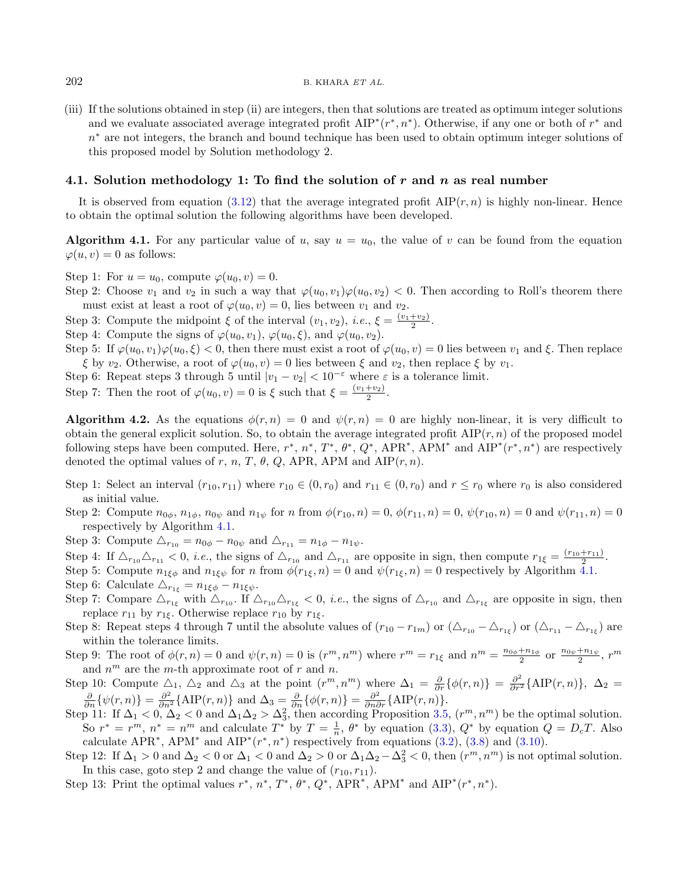(iii) If the solutions obtained in step (ii) are integers, then that solutions are treated as optimum integer solutions and we evaluate associated average integrated profit $\text{AIP}^*(r^*, n^*)$. Otherwise, if any one or both of $r^*$ and $n^*$ are not integers, the branch and bound technique has been used to obtain optimum integer solutions of this proposed model by Solution methodology 2.

### 4.1. Solution methodology 1: To find the solution of $r$ and $n$ as real number

It is observed from equation (3.12) that the average integrated profit $\text{AIP}(r, n)$ is highly non-linear. Hence to obtain the optimal solution the following algorithms have been developed.

**Algorithm 4.1.** For any particular value of $u$, say $u = u_0$, the value of $v$ can be found from the equation $\varphi(u, v) = 0$ as follows:

Step 1: For $u = u_0$, compute $\varphi(u_0, v) = 0$.

Step 2: Choose $v_1$ and $v_2$ in such a way that $\varphi(u_0, v_1)\varphi(u_0, v_2) < 0$. Then according to Roll's theorem there must exist at least a root of $\varphi(u_0, v) = 0$, lies between $v_1$ and $v_2$.

Step 3: Compute the midpoint $\xi$ of the interval $(v_1, v_2)$, *i.e.*, $\xi = \frac{(v_1+v_2)}{2}$.

Step 4: Compute the signs of $\varphi(u_0, v_1)$, $\varphi(u_0, \xi)$, and $\varphi(u_0, v_2)$.

Step 5: If $\varphi(u_0, v_1)\varphi(u_0, \xi) < 0$, then there must exist a root of $\varphi(u_0, v) = 0$ lies between $v_1$ and $\xi$. Then replace $\xi$ by $v_2$. Otherwise, a root of $\varphi(u_0, v) = 0$ lies between $\xi$ and $v_2$, then replace $\xi$ by $v_1$.

Step 6: Repeat steps 3 through 5 until $|v_1 - v_2| < 10^{-\varepsilon}$ where $\varepsilon$ is a tolerance limit.

Step 7: Then the root of $\varphi(u_0, v) = 0$ is $\xi$ such that $\xi = \frac{(v_1+v_2)}{2}$.

**Algorithm 4.2.** As the equations $\phi(r, n) = 0$ and $\psi(r, n) = 0$ are highly non-linear, it is very difficult to obtain the general explicit solution. So, to obtain the average integrated profit $\text{AIP}(r, n)$ of the proposed model following steps have been computed. Here, $r^*$, $n^*$, $T^*$, $\theta^*$, $Q^*$, $\text{APR}^*$, $\text{APM}^*$ and $\text{AIP}^*(r^*, n^*)$ are respectively denoted the optimal values of $r$, $n$, $T$, $\theta$, $Q$, APR, APM and $\text{AIP}(r, n)$.

Step 1: Select an interval $(r_{10}, r_{11})$ where $r_{10} \in (0, r_0)$ and $r_{11} \in (0, r_0)$ and $r \leq r_0$ where $r_0$ is also considered as initial value.

Step 2: Compute $n_{0\phi}$, $n_{1\phi}$, $n_{0\psi}$ and $n_{1\psi}$ for $n$ from $\phi(r_{10}, n) = 0$, $\phi(r_{11}, n) = 0$, $\psi(r_{10}, n) = 0$ and $\psi(r_{11}, n) = 0$ respectively by Algorithm 4.1.

Step 3: Compute $\triangle_{r_{10}} = n_{0\phi} - n_{0\psi}$ and $\triangle_{r_{11}} = n_{1\phi} - n_{1\psi}$.

Step 4: If $\triangle_{r_{10}}\triangle_{r_{11}} < 0$, *i.e.*, the signs of $\triangle_{r_{10}}$ and $\triangle_{r_{11}}$ are opposite in sign, then compute $r_{1\xi} = \frac{(r_{10}+r_{11})}{2}$.

Step 5: Compute $n_{1\xi\phi}$ and $n_{1\xi\psi}$ for $n$ from $\phi(r_{1\xi}, n) = 0$ and $\psi(r_{1\xi}, n) = 0$ respectively by Algorithm 4.1.

Step 6: Calculate $\triangle_{r_{1\xi}} = n_{1\xi\phi} - n_{1\xi\psi}$.

Step 7: Compare $\triangle_{r_{1\xi}}$ with $\triangle_{r_{10}}$. If $\triangle_{r_{10}}\triangle_{r_{1\xi}} < 0$, *i.e.*, the signs of $\triangle_{r_{10}}$ and $\triangle_{r_{1\xi}}$ are opposite in sign, then replace $r_{11}$ by $r_{1\xi}$. Otherwise replace $r_{10}$ by $r_{1\xi}$.

Step 8: Repeat steps 4 through 7 until the absolute values of $(r_{10} - r_{1m})$ or $(\triangle_{r_{10}} - \triangle_{r_{1\xi}})$ or $(\triangle_{r_{11}} - \triangle_{r_{1\xi}})$ are within the tolerance limits.

Step 9: The root of $\phi(r, n) = 0$ and $\psi(r, n) = 0$ is $(r^m, n^m)$ where $r^m = r_{1\xi}$ and $n^m = \frac{n_{0\phi}+n_{1\phi}}{2}$ or $\frac{n_{0\psi}+n_{1\psi}}{2}$, $r^m$ and $n^m$ are the $m$-th approximate root of $r$ and $n$.

Step 10: Compute $\triangle_1$, $\triangle_2$ and $\triangle_3$ at the point $(r^m, n^m)$ where $\Delta_1 = \frac{\partial}{\partial r}\{\phi(r, n)\} = \frac{\partial^2}{\partial r^2}\{\text{AIP}(r, n)\}$, $\Delta_2 = \frac{\partial}{\partial n}\{\psi(r, n)\} = \frac{\partial^2}{\partial n^2}\{\text{AIP}(r, n)\}$ and $\Delta_3 = \frac{\partial}{\partial n}\{\phi(r, n)\} = \frac{\partial^2}{\partial n \partial r}\{\text{AIP}(r, n)\}$.

Step 11: If $\Delta_1 < 0$, $\Delta_2 < 0$ and $\Delta_1\Delta_2 > \Delta_3^2$, then according Proposition 3.5, $(r^m, n^m)$ be the optimal solution. So $r^* = r^m$, $n^* = n^m$ and calculate $T^*$ by $T = \frac{1}{n}$, $\theta^*$ by equation (3.3), $Q^*$ by equation $Q = D_cT$. Also calculate $\text{APR}^*$, $\text{APM}^*$ and $\text{AIP}^*(r^*, n^*)$ respectively from equations (3.2), (3.8) and (3.10).

Step 12: If $\Delta_1 > 0$ and $\Delta_2 < 0$ or $\Delta_1 < 0$ and $\Delta_2 > 0$ or $\Delta_1\Delta_2 - \Delta_3^2 < 0$, then $(r^m, n^m)$ is not optimal solution. In this case, goto step 2 and change the value of $(r_{10}, r_{11})$.

Step 13: Print the optimal values $r^*$, $n^*$, $T^*$, $\theta^*$, $Q^*$, $\text{APR}^*$, $\text{APM}^*$ and $\text{AIP}^*(r^*, n^*)$.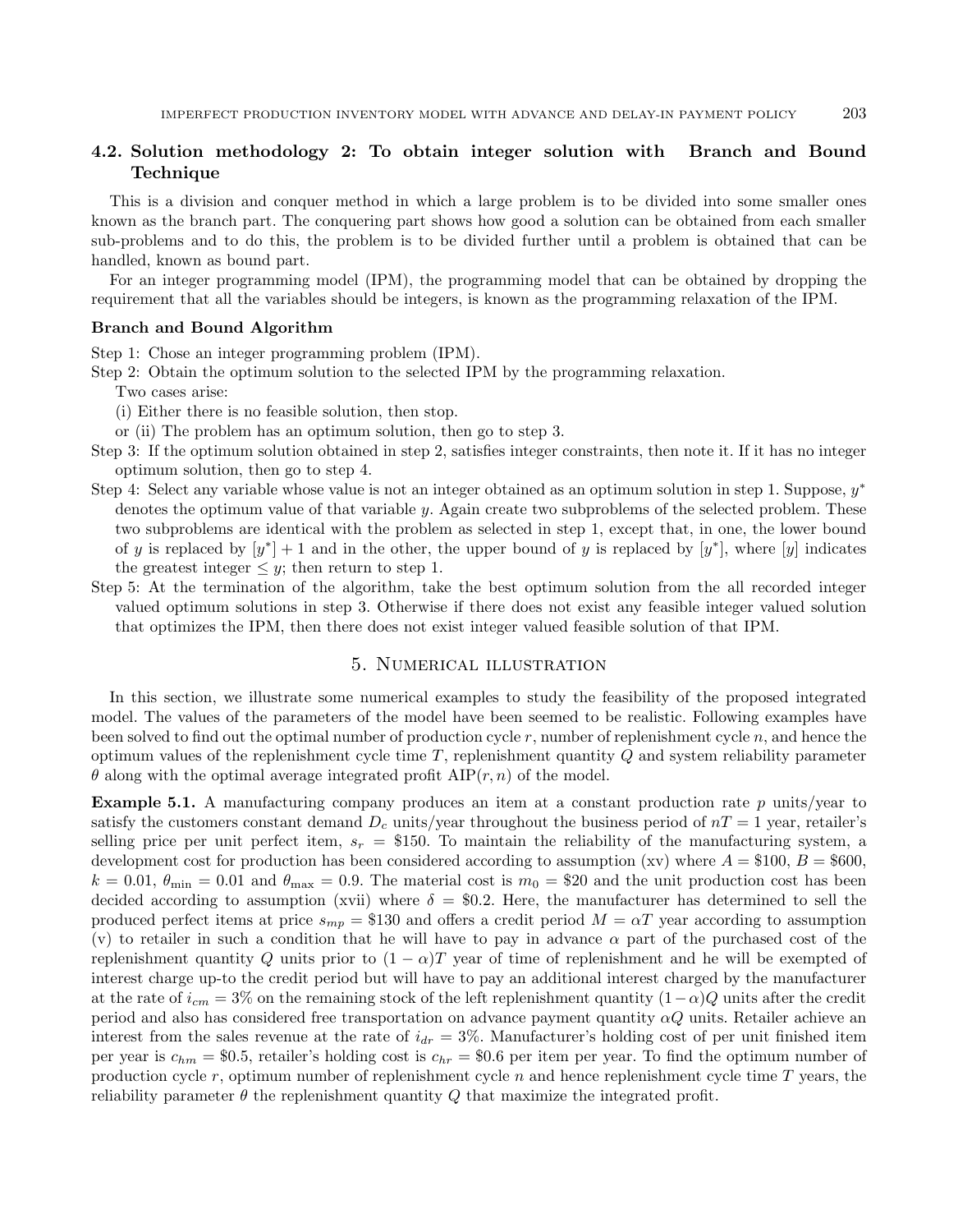### 4.2. Solution methodology 2: To obtain integer solution with Branch and Bound Technique

This is a division and conquer method in which a large problem is to be divided into some smaller ones known as the branch part. The conquering part shows how good a solution can be obtained from each smaller sub-problems and to do this, the problem is to be divided further until a problem is obtained that can be handled, known as bound part.

For an integer programming model (IPM), the programming model that can be obtained by dropping the requirement that all the variables should be integers, is known as the programming relaxation of the IPM.

**Branch and Bound Algorithm**

Step 1: Chose an integer programming problem (IPM).

Step 2: Obtain the optimum solution to the selected IPM by the programming relaxation.

Two cases arise:

(i) Either there is no feasible solution, then stop.

or (ii) The problem has an optimum solution, then go to step 3.

Step 3: If the optimum solution obtained in step 2, satisfies integer constraints, then note it. If it has no integer optimum solution, then go to step 4.

Step 4: Select any variable whose value is not an integer obtained as an optimum solution in step 1. Suppose, $y^*$ denotes the optimum value of that variable $y$. Again create two subproblems of the selected problem. These two subproblems are identical with the problem as selected in step 1, except that, in one, the lower bound of $y$ is replaced by $[y^*] + 1$ and in the other, the upper bound of $y$ is replaced by $[y^*]$, where $[y]$ indicates the greatest integer $\leq y$; then return to step 1.

Step 5: At the termination of the algorithm, take the best optimum solution from the all recorded integer valued optimum solutions in step 3. Otherwise if there does not exist any feasible integer valued solution that optimizes the IPM, then there does not exist integer valued feasible solution of that IPM.

## 5. Numerical illustration

In this section, we illustrate some numerical examples to study the feasibility of the proposed integrated model. The values of the parameters of the model have been seemed to be realistic. Following examples have been solved to find out the optimal number of production cycle $r$, number of replenishment cycle $n$, and hence the optimum values of the replenishment cycle time $T$, replenishment quantity $Q$ and system reliability parameter $\theta$ along with the optimal average integrated profit $\text{AIP}(r, n)$ of the model.

**Example 5.1.** A manufacturing company produces an item at a constant production rate $p$ units/year to satisfy the customers constant demand $D_c$ units/year throughout the business period of $nT = 1$ year, retailer's selling price per unit perfect item, $s_r$ = \$150. To maintain the reliability of the manufacturing system, a development cost for production has been considered according to assumption (xv) where $A$ = \$100, $B$ = \$600, $k = 0.01$, $\theta_{\min} = 0.01$ and $\theta_{\max} = 0.9$. The material cost is $m_0$ = \$20 and the unit production cost has been decided according to assumption (xvii) where $\delta$ = \$0.2. Here, the manufacturer has determined to sell the produced perfect items at price $s_{mp}$ = \$130 and offers a credit period $M = \alpha T$ year according to assumption (v) to retailer in such a condition that he will have to pay in advance $\alpha$ part of the purchased cost of the replenishment quantity $Q$ units prior to $(1-\alpha)T$ year of time of replenishment and he will be exempted of interest charge up-to the credit period but will have to pay an additional interest charged by the manufacturer at the rate of $i_{cm} = 3\%$ on the remaining stock of the left replenishment quantity $(1-\alpha)Q$ units after the credit period and also has considered free transportation on advance payment quantity $\alpha Q$ units. Retailer achieve an interest from the sales revenue at the rate of $i_{dr} = 3\%$. Manufacturer's holding cost of per unit finished item per year is $c_{hm}$ = \$0.5, retailer's holding cost is $c_{hr}$ = \$0.6 per item per year. To find the optimum number of production cycle $r$, optimum number of replenishment cycle $n$ and hence replenishment cycle time $T$ years, the reliability parameter $\theta$ the replenishment quantity $Q$ that maximize the integrated profit.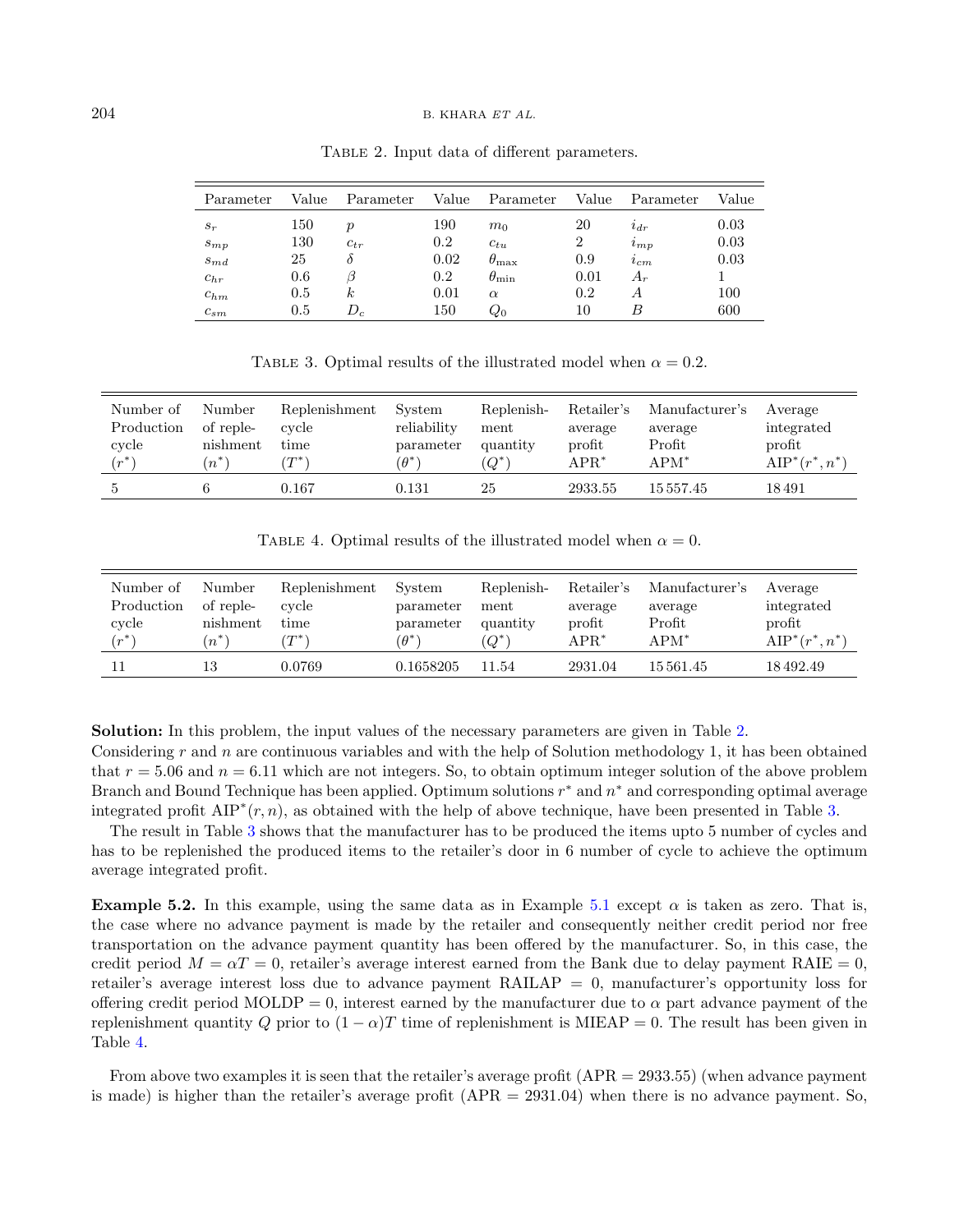Table 2. Input data of different parameters.

| Parameter | Value | Parameter | Value | Parameter | Value | Parameter | Value |
|---|---|---|---|---|---|---|---|
| $s_r$ | 150 | $p$ | 190 | $m_0$ | 20 | $i_{dr}$ | 0.03 |
| $s_{mp}$ | 130 | $c_{tr}$ | 0.2 | $c_{tu}$ | 2 | $i_{mp}$ | 0.03 |
| $s_{md}$ | 25 | $\delta$ | 0.02 | $\theta_{\max}$ | 0.9 | $i_{cm}$ | 0.03 |
| $c_{hr}$ | 0.6 | $\beta$ | 0.2 | $\theta_{\min}$ | 0.01 | $A_r$ | 1 |
| $c_{hm}$ | 0.5 | $k$ | 0.01 | $\alpha$ | 0.2 | $A$ | 100 |
| $c_{sm}$ | 0.5 | $D_c$ | 150 | $Q_0$ | 10 | $B$ | 600 |

Table 3. Optimal results of the illustrated model when $\alpha = 0.2$.

| Number of Production cycle $(r^*)$ | Number of replenishment $(n^*)$ | Replenishment cycle time $(T^*)$ | System reliability parameter $(\theta^*)$ | Replenishment quantity $(Q^*)$ | Retailer's average profit $\mathrm{APR}^*$ | Manufacturer's average Profit $\mathrm{APM}^*$ | Average integrated profit $\mathrm{AIP}^*(r^*, n^*)$ |
|---|---|---|---|---|---|---|---|
| 5 | 6 | 0.167 | 0.131 | 25 | 2933.55 | 15 557.45 | 18 491 |

Table 4. Optimal results of the illustrated model when $\alpha = 0$.

| Number of Production cycle $(r^*)$ | Number of replenishment $(n^*)$ | Replenishment cycle time $(T^*)$ | System parameter $(\theta^*)$ | Replenishment quantity $(Q^*)$ | Retailer's average profit $\mathrm{APR}^*$ | Manufacturer's average Profit $\mathrm{APM}^*$ | Average integrated profit $\mathrm{AIP}^*(r^*, n^*)$ |
|---|---|---|---|---|---|---|---|
| 11 | 13 | 0.0769 | 0.1658205 | 11.54 | 2931.04 | 15 561.45 | 18 492.49 |

**Solution:** In this problem, the input values of the necessary parameters are given in Table 2.
Considering $r$ and $n$ are continuous variables and with the help of Solution methodology 1, it has been obtained that $r = 5.06$ and $n = 6.11$ which are not integers. So, to obtain optimum integer solution of the above problem Branch and Bound Technique has been applied. Optimum solutions $r^*$ and $n^*$ and corresponding optimal average integrated profit $\mathrm{AIP}^*(r, n)$, as obtained with the help of above technique, have been presented in Table 3.

The result in Table 3 shows that the manufacturer has to be produced the items upto 5 number of cycles and has to be replenished the produced items to the retailer's door in 6 number of cycle to achieve the optimum average integrated profit.

**Example 5.2.** In this example, using the same data as in Example 5.1 except $\alpha$ is taken as zero. That is, the case where no advance payment is made by the retailer and consequently neither credit period nor free transportation on the advance payment quantity has been offered by the manufacturer. So, in this case, the credit period $M = \alpha T = 0$, retailer's average interest earned from the Bank due to delay payment RAIE = 0, retailer's average interest loss due to advance payment RAILAP = 0, manufacturer's opportunity loss for offering credit period MOLDP = 0, interest earned by the manufacturer due to $\alpha$ part advance payment of the replenishment quantity $Q$ prior to $(1 - \alpha)T$ time of replenishment is MIEAP = 0. The result has been given in Table 4.

From above two examples it is seen that the retailer's average profit (APR = 2933.55) (when advance payment is made) is higher than the retailer's average profit (APR = 2931.04) when there is no advance payment. So,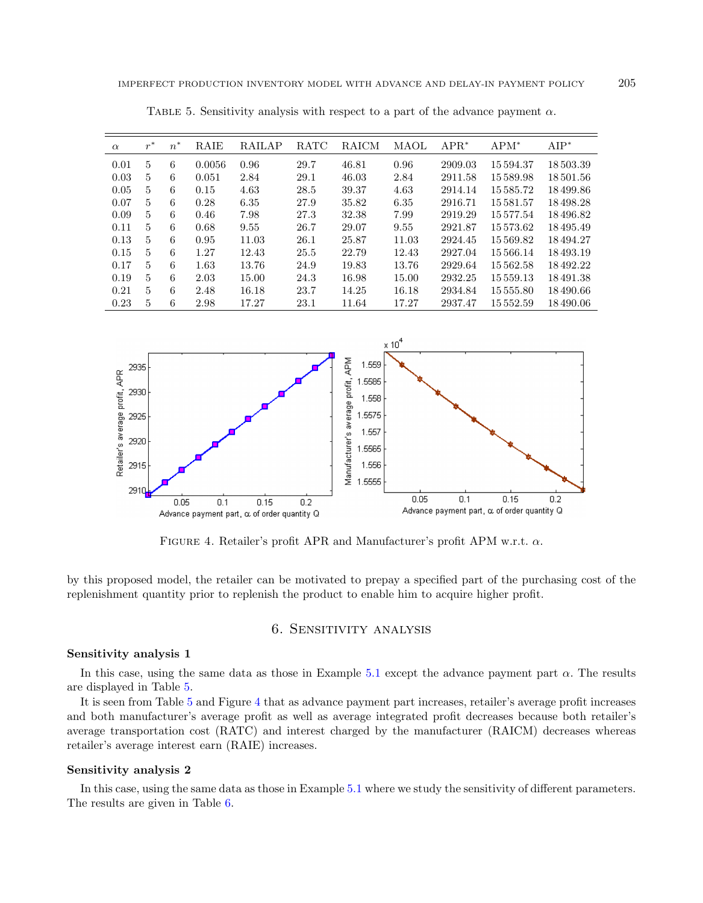Table 5. Sensitivity analysis with respect to a part of the advance payment $\alpha$.

| $\alpha$ | $r^*$ | $n^*$ | RAIE | RAILAP | RATC | RAICM | MAOL | APR$^*$ | APM$^*$ | AIP$^*$ |
|---|---|---|---|---|---|---|---|---|---|---|
| 0.01 | 5 | 6 | 0.0056 | 0.96 | 29.7 | 46.81 | 0.96 | 2909.03 | 15 594.37 | 18 503.39 |
| 0.03 | 5 | 6 | 0.051 | 2.84 | 29.1 | 46.03 | 2.84 | 2911.58 | 15 589.98 | 18 501.56 |
| 0.05 | 5 | 6 | 0.15 | 4.63 | 28.5 | 39.37 | 4.63 | 2914.14 | 15 585.72 | 18 499.86 |
| 0.07 | 5 | 6 | 0.28 | 6.35 | 27.9 | 35.82 | 6.35 | 2916.71 | 15 581.57 | 18 498.28 |
| 0.09 | 5 | 6 | 0.46 | 7.98 | 27.3 | 32.38 | 7.99 | 2919.29 | 15 577.54 | 18 496.82 |
| 0.11 | 5 | 6 | 0.68 | 9.55 | 26.7 | 29.07 | 9.55 | 2921.87 | 15 573.62 | 18 495.49 |
| 0.13 | 5 | 6 | 0.95 | 11.03 | 26.1 | 25.87 | 11.03 | 2924.45 | 15 569.82 | 18 494.27 |
| 0.15 | 5 | 6 | 1.27 | 12.43 | 25.5 | 22.79 | 12.43 | 2927.04 | 15 566.14 | 18 493.19 |
| 0.17 | 5 | 6 | 1.63 | 13.76 | 24.9 | 19.83 | 13.76 | 2929.64 | 15 562.58 | 18 492.22 |
| 0.19 | 5 | 6 | 2.03 | 15.00 | 24.3 | 16.98 | 15.00 | 2932.25 | 15 559.13 | 18 491.38 |
| 0.21 | 5 | 6 | 2.48 | 16.18 | 23.7 | 14.25 | 16.18 | 2934.84 | 15 555.80 | 18 490.66 |
| 0.23 | 5 | 6 | 2.98 | 17.27 | 23.1 | 11.64 | 17.27 | 2937.47 | 15 552.59 | 18 490.06 |

Figure 4. Retailer's profit APR and Manufacturer's profit APM w.r.t. $\alpha$.

by this proposed model, the retailer can be motivated to prepay a specified part of the purchasing cost of the replenishment quantity prior to replenish the product to enable him to acquire higher profit.

## 6. Sensitivity analysis

**Sensitivity analysis 1**

In this case, using the same data as those in Example 5.1 except the advance payment part $\alpha$. The results are displayed in Table 5.

It is seen from Table 5 and Figure 4 that as advance payment part increases, retailer's average profit increases and both manufacturer's average profit as well as average integrated profit decreases because both retailer's average transportation cost (RATC) and interest charged by the manufacturer (RAICM) decreases whereas retailer's average interest earn (RAIE) increases.

**Sensitivity analysis 2**

In this case, using the same data as those in Example 5.1 where we study the sensitivity of different parameters. The results are given in Table 6.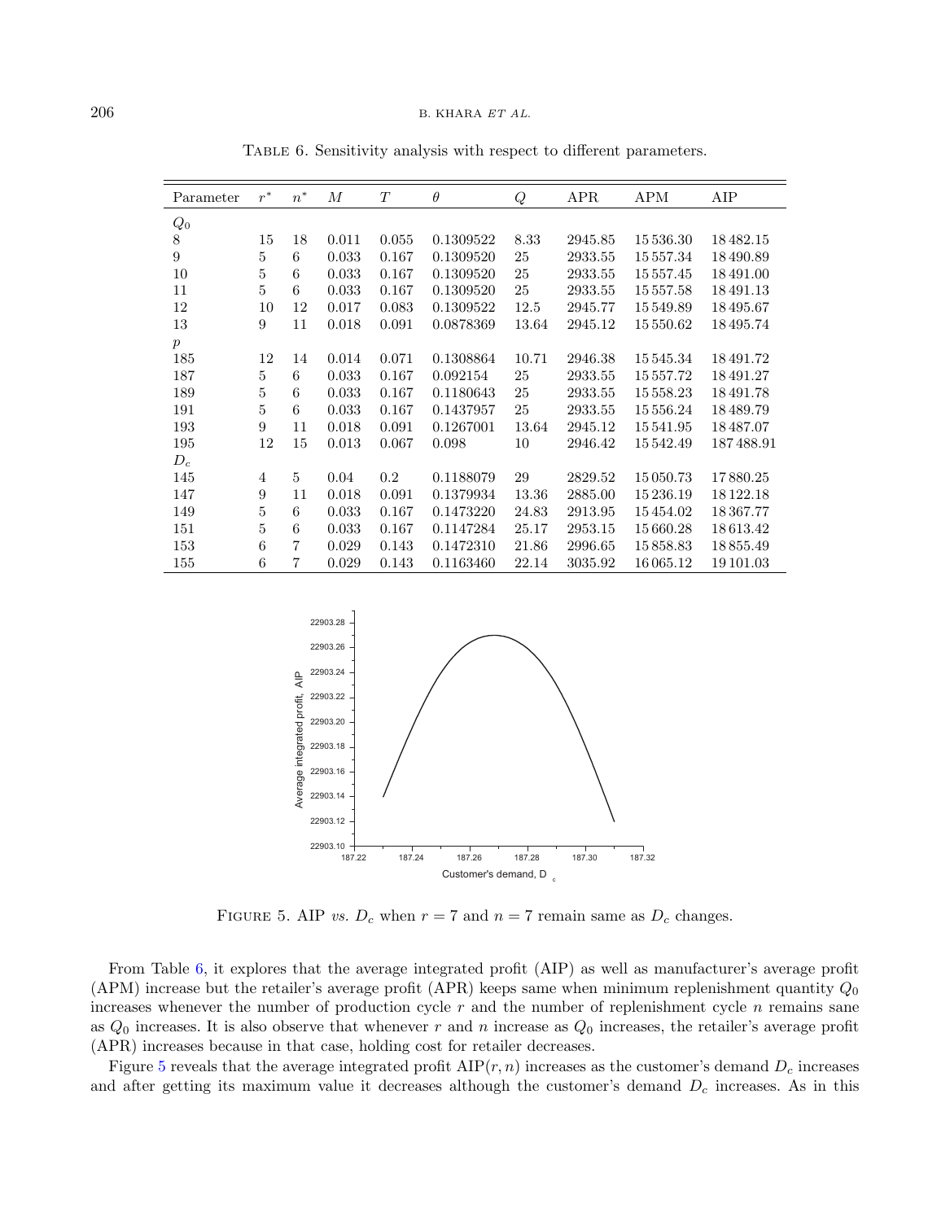Table 6. Sensitivity analysis with respect to different parameters.

| Parameter | $r^*$ | $n^*$ | $M$ | $T$ | $\theta$ | $Q$ | APR | APM | AIP |
|---|---|---|---|---|---|---|---|---|---|
| $Q_0$ | | | | | | | | | |
| 8 | 15 | 18 | 0.011 | 0.055 | 0.1309522 | 8.33 | 2945.85 | 15 536.30 | 18 482.15 |
| 9 | 5 | 6 | 0.033 | 0.167 | 0.1309520 | 25 | 2933.55 | 15 557.34 | 18 490.89 |
| 10 | 5 | 6 | 0.033 | 0.167 | 0.1309520 | 25 | 2933.55 | 15 557.45 | 18 491.00 |
| 11 | 5 | 6 | 0.033 | 0.167 | 0.1309520 | 25 | 2933.55 | 15 557.58 | 18 491.13 |
| 12 | 10 | 12 | 0.017 | 0.083 | 0.1309522 | 12.5 | 2945.77 | 15 549.89 | 18 495.67 |
| 13 | 9 | 11 | 0.018 | 0.091 | 0.0878369 | 13.64 | 2945.12 | 15 550.62 | 18 495.74 |
| $p$ | | | | | | | | | |
| 185 | 12 | 14 | 0.014 | 0.071 | 0.1308864 | 10.71 | 2946.38 | 15 545.34 | 18 491.72 |
| 187 | 5 | 6 | 0.033 | 0.167 | 0.092154 | 25 | 2933.55 | 15 557.72 | 18 491.27 |
| 189 | 5 | 6 | 0.033 | 0.167 | 0.1180643 | 25 | 2933.55 | 15 558.23 | 18 491.78 |
| 191 | 5 | 6 | 0.033 | 0.167 | 0.1437957 | 25 | 2933.55 | 15 556.24 | 18 489.79 |
| 193 | 9 | 11 | 0.018 | 0.091 | 0.1267001 | 13.64 | 2945.12 | 15 541.95 | 18 487.07 |
| 195 | 12 | 15 | 0.013 | 0.067 | 0.098 | 10 | 2946.42 | 15 542.49 | 187 488.91 |
| $D_c$ | | | | | | | | | |
| 145 | 4 | 5 | 0.04 | 0.2 | 0.1188079 | 29 | 2829.52 | 15 050.73 | 17 880.25 |
| 147 | 9 | 11 | 0.018 | 0.091 | 0.1379934 | 13.36 | 2885.00 | 15 236.19 | 18 122.18 |
| 149 | 5 | 6 | 0.033 | 0.167 | 0.1473220 | 24.83 | 2913.95 | 15 454.02 | 18 367.77 |
| 151 | 5 | 6 | 0.033 | 0.167 | 0.1147284 | 25.17 | 2953.15 | 15 660.28 | 18 613.42 |
| 153 | 6 | 7 | 0.029 | 0.143 | 0.1472310 | 21.86 | 2996.65 | 15 858.83 | 18 855.49 |
| 155 | 6 | 7 | 0.029 | 0.143 | 0.1163460 | 22.14 | 3035.92 | 16 065.12 | 19 101.03 |

Figure 5. AIP *vs.* $D_c$ when $r = 7$ and $n = 7$ remain same as $D_c$ changes.

From Table 6, it explores that the average integrated profit (AIP) as well as manufacturer's average profit (APM) increase but the retailer's average profit (APR) keeps same when minimum replenishment quantity $Q_0$ increases whenever the number of production cycle $r$ and the number of replenishment cycle $n$ remains sane as $Q_0$ increases. It is also observe that whenever $r$ and $n$ increase as $Q_0$ increases, the retailer's average profit (APR) increases because in that case, holding cost for retailer decreases.

Figure 5 reveals that the average integrated profit $\text{AIP}(r, n)$ increases as the customer's demand $D_c$ increases and after getting its maximum value it decreases although the customer's demand $D_c$ increases. As in this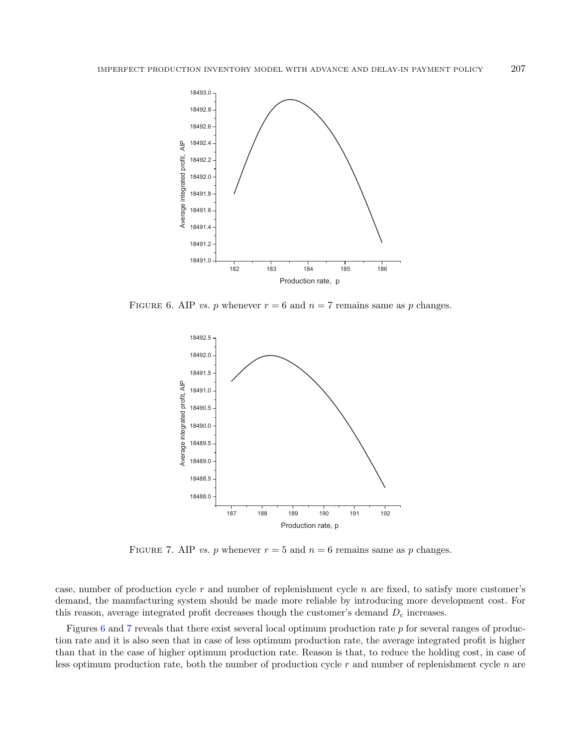FIGURE 6. AIP *vs.* $p$ whenever $r = 6$ and $n = 7$ remains same as $p$ changes.

FIGURE 7. AIP *vs.* $p$ whenever $r = 5$ and $n = 6$ remains same as $p$ changes.

case, number of production cycle $r$ and number of replenishment cycle $n$ are fixed, to satisfy more customer's demand, the manufacturing system should be made more reliable by introducing more development cost. For this reason, average integrated profit decreases though the customer's demand $D_c$ increases.

Figures 6 and 7 reveals that there exist several local optimum production rate $p$ for several ranges of production rate and it is also seen that in case of less optimum production rate, the average integrated profit is higher than that in the case of higher optimum production rate. Reason is that, to reduce the holding cost, in case of less optimum production rate, both the number of production cycle $r$ and number of replenishment cycle $n$ are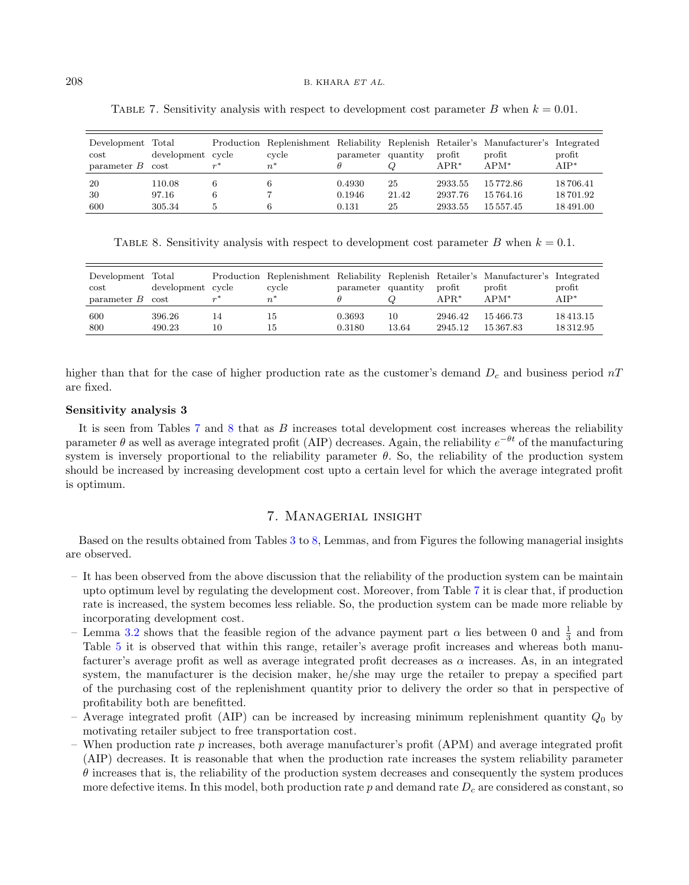Table 7. Sensitivity analysis with respect to development cost parameter $B$ when $k = 0.01$.

| Development cost parameter $B$ | Total development cost | Production cycle $r^*$ | Replenishment cycle $n^*$ | Reliability parameter $\theta$ | Replenish quantity $Q$ | Retailer's profit APR* | Manufacturer's profit APM* | Integrated profit AIP* |
|---|---|---|---|---|---|---|---|---|
| 20 | 110.08 | 6 | 6 | 0.4930 | 25 | 2933.55 | 15 772.86 | 18 706.41 |
| 30 | 97.16 | 6 | 7 | 0.1946 | 21.42 | 2937.76 | 15 764.16 | 18 701.92 |
| 600 | 305.34 | 5 | 6 | 0.131 | 25 | 2933.55 | 15 557.45 | 18 491.00 |

Table 8. Sensitivity analysis with respect to development cost parameter $B$ when $k = 0.1$.

| Development cost parameter $B$ | Total development cost | Production cycle $r^*$ | Replenishment cycle $n^*$ | Reliability parameter $\theta$ | Replenish quantity $Q$ | Retailer's profit APR* | Manufacturer's profit APM* | Integrated profit AIP* |
|---|---|---|---|---|---|---|---|---|
| 600 | 396.26 | 14 | 15 | 0.3693 | 10 | 2946.42 | 15 466.73 | 18 413.15 |
| 800 | 490.23 | 10 | 15 | 0.3180 | 13.64 | 2945.12 | 15 367.83 | 18 312.95 |

higher than that for the case of higher production rate as the customer's demand $D_c$ and business period $nT$ are fixed.

**Sensitivity analysis 3**

It is seen from Tables 7 and 8 that as $B$ increases total development cost increases whereas the reliability parameter $\theta$ as well as average integrated profit (AIP) decreases. Again, the reliability $e^{-\theta t}$ of the manufacturing system is inversely proportional to the reliability parameter $\theta$. So, the reliability of the production system should be increased by increasing development cost upto a certain level for which the average integrated profit is optimum.

## 7. Managerial insight

Based on the results obtained from Tables 3 to 8, Lemmas, and from Figures the following managerial insights are observed.

- It has been observed from the above discussion that the reliability of the production system can be maintain upto optimum level by regulating the development cost. Moreover, from Table 7 it is clear that, if production rate is increased, the system becomes less reliable. So, the production system can be made more reliable by incorporating development cost.
- Lemma 3.2 shows that the feasible region of the advance payment part $\alpha$ lies between 0 and $\frac{1}{3}$ and from Table 5 it is observed that within this range, retailer's average profit increases and whereas both manufacturer's average profit as well as average integrated profit decreases as $\alpha$ increases. As, in an integrated system, the manufacturer is the decision maker, he/she may urge the retailer to prepay a specified part of the purchasing cost of the replenishment quantity prior to delivery the order so that in perspective of profitability both are benefitted.
- Average integrated profit (AIP) can be increased by increasing minimum replenishment quantity $Q_0$ by motivating retailer subject to free transportation cost.
- When production rate $p$ increases, both average manufacturer's profit (APM) and average integrated profit (AIP) decreases. It is reasonable that when the production rate increases the system reliability parameter $\theta$ increases that is, the reliability of the production system decreases and consequently the system produces more defective items. In this model, both production rate $p$ and demand rate $D_c$ are considered as constant, so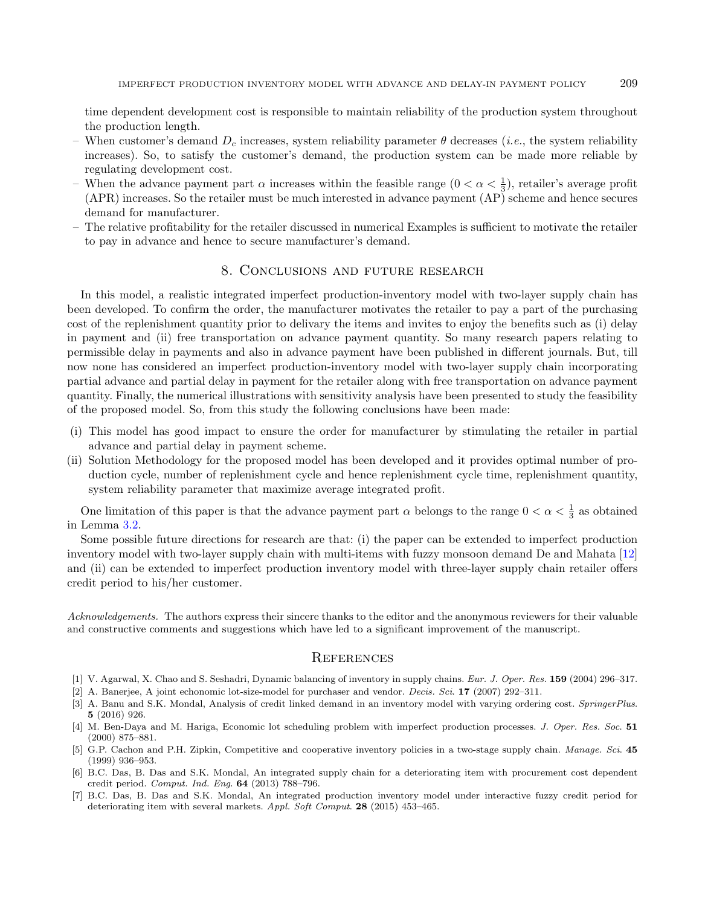time dependent development cost is responsible to maintain reliability of the production system throughout the production length.

- When customer's demand $D_c$ increases, system reliability parameter $\theta$ decreases (*i.e.*, the system reliability increases). So, to satisfy the customer's demand, the production system can be made more reliable by regulating development cost.
- When the advance payment part $\alpha$ increases within the feasible range ($0 < \alpha < \frac{1}{3}$), retailer's average profit (APR) increases. So the retailer must be much interested in advance payment (AP) scheme and hence secures demand for manufacturer.
- The relative profitability for the retailer discussed in numerical Examples is sufficient to motivate the retailer to pay in advance and hence to secure manufacturer's demand.

## 8. Conclusions and future research

In this model, a realistic integrated imperfect production-inventory model with two-layer supply chain has been developed. To confirm the order, the manufacturer motivates the retailer to pay a part of the purchasing cost of the replenishment quantity prior to delivary the items and invites to enjoy the benefits such as (i) delay in payment and (ii) free transportation on advance payment quantity. So many research papers relating to permissible delay in payments and also in advance payment have been published in different journals. But, till now none has considered an imperfect production-inventory model with two-layer supply chain incorporating partial advance and partial delay in payment for the retailer along with free transportation on advance payment quantity. Finally, the numerical illustrations with sensitivity analysis have been presented to study the feasibility of the proposed model. So, from this study the following conclusions have been made:

(i) This model has good impact to ensure the order for manufacturer by stimulating the retailer in partial advance and partial delay in payment scheme.
(ii) Solution Methodology for the proposed model has been developed and it provides optimal number of production cycle, number of replenishment cycle and hence replenishment cycle time, replenishment quantity, system reliability parameter that maximize average integrated profit.

One limitation of this paper is that the advance payment part $\alpha$ belongs to the range $0 < \alpha < \frac{1}{3}$ as obtained in Lemma 3.2.

Some possible future directions for research are that: (i) the paper can be extended to imperfect production inventory model with two-layer supply chain with multi-items with fuzzy monsoon demand De and Mahata [12] and (ii) can be extended to imperfect production inventory model with three-layer supply chain retailer offers credit period to his/her customer.

*Acknowledgements.* The authors express their sincere thanks to the editor and the anonymous reviewers for their valuable and constructive comments and suggestions which have led to a significant improvement of the manuscript.

## References

[1] V. Agarwal, X. Chao and S. Seshadri, Dynamic balancing of inventory in supply chains. *Eur. J. Oper. Res.* **159** (2004) 296–317.

[2] A. Banerjee, A joint echonomic lot-size-model for purchaser and vendor. *Decis. Sci.* **17** (2007) 292–311.

[3] A. Banu and S.K. Mondal, Analysis of credit linked demand in an inventory model with varying ordering cost. *SpringerPlus.* **5** (2016) 926.

[4] M. Ben-Daya and M. Hariga, Economic lot scheduling problem with imperfect production processes. *J. Oper. Res. Soc.* **51** (2000) 875–881.

[5] G.P. Cachon and P.H. Zipkin, Competitive and cooperative inventory policies in a two-stage supply chain. *Manage. Sci.* **45** (1999) 936–953.

[6] B.C. Das, B. Das and S.K. Mondal, An integrated supply chain for a deteriorating item with procurement cost dependent credit period. *Comput. Ind. Eng.* **64** (2013) 788–796.

[7] B.C. Das, B. Das and S.K. Mondal, An integrated production inventory model under interactive fuzzy credit period for deteriorating item with several markets. *Appl. Soft Comput.* **28** (2015) 453–465.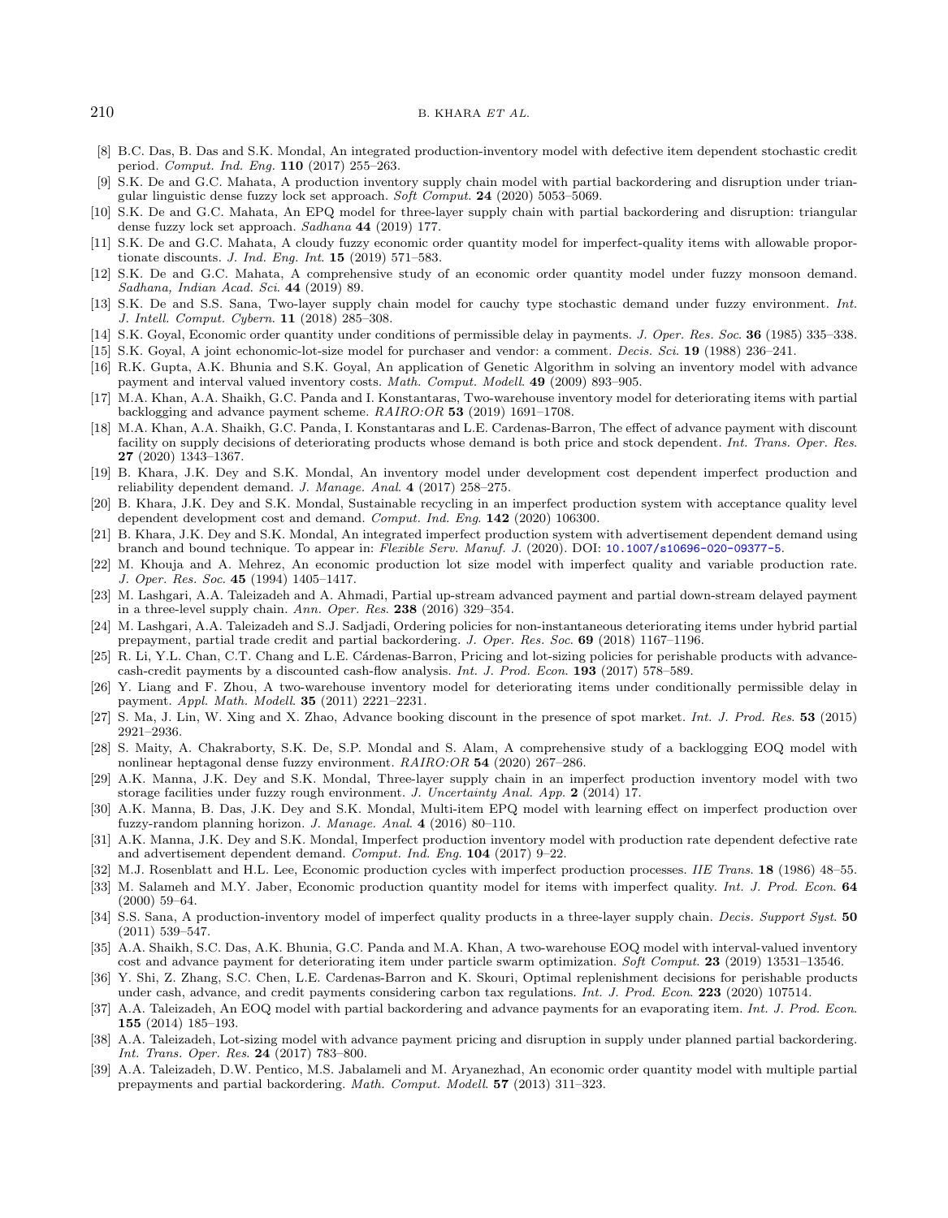[8] B.C. Das, B. Das and S.K. Mondal, An integrated production-inventory model with defective item dependent stochastic credit period. *Comput. Ind. Eng.* **110** (2017) 255–263.

[9] S.K. De and G.C. Mahata, A production inventory supply chain model with partial backordering and disruption under triangular linguistic dense fuzzy lock set approach. *Soft Comput.* **24** (2020) 5053–5069.

[10] S.K. De and G.C. Mahata, An EPQ model for three-layer supply chain with partial backordering and disruption: triangular dense fuzzy lock set approach. *Sadhana* **44** (2019) 177.

[11] S.K. De and G.C. Mahata, A cloudy fuzzy economic order quantity model for imperfect-quality items with allowable proportionate discounts. *J. Ind. Eng. Int.* **15** (2019) 571–583.

[12] S.K. De and G.C. Mahata, A comprehensive study of an economic order quantity model under fuzzy monsoon demand. *Sadhana, Indian Acad. Sci.* **44** (2019) 89.

[13] S.K. De and S.S. Sana, Two-layer supply chain model for cauchy type stochastic demand under fuzzy environment. *Int. J. Intell. Comput. Cybern.* **11** (2018) 285–308.

[14] S.K. Goyal, Economic order quantity under conditions of permissible delay in payments. *J. Oper. Res. Soc.* **36** (1985) 335–338.

[15] S.K. Goyal, A joint echonomic-lot-size model for purchaser and vendor: a comment. *Decis. Sci.* **19** (1988) 236–241.

[16] R.K. Gupta, A.K. Bhunia and S.K. Goyal, An application of Genetic Algorithm in solving an inventory model with advance payment and interval valued inventory costs. *Math. Comput. Modell.* **49** (2009) 893–905.

[17] M.A. Khan, A.A. Shaikh, G.C. Panda and I. Konstantaras, Two-warehouse inventory model for deteriorating items with partial backlogging and advance payment scheme. *RAIRO:OR* **53** (2019) 1691–1708.

[18] M.A. Khan, A.A. Shaikh, G.C. Panda, I. Konstantaras and L.E. Cardenas-Barron, The effect of advance payment with discount facility on supply decisions of deteriorating products whose demand is both price and stock dependent. *Int. Trans. Oper. Res.* **27** (2020) 1343–1367.

[19] B. Khara, J.K. Dey and S.K. Mondal, An inventory model under development cost dependent imperfect production and reliability dependent demand. *J. Manage. Anal.* **4** (2017) 258–275.

[20] B. Khara, J.K. Dey and S.K. Mondal, Sustainable recycling in an imperfect production system with acceptance quality level dependent development cost and demand. *Comput. Ind. Eng.* **142** (2020) 106300.

[21] B. Khara, J.K. Dey and S.K. Mondal, An integrated imperfect production system with advertisement dependent demand using branch and bound technique. To appear in: *Flexible Serv. Manuf. J.* (2020). DOI: 10.1007/s10696-020-09377-5.

[22] M. Khouja and A. Mehrez, An economic production lot size model with imperfect quality and variable production rate. *J. Oper. Res. Soc.* **45** (1994) 1405–1417.

[23] M. Lashgari, A.A. Taleizadeh and A. Ahmadi, Partial up-stream advanced payment and partial down-stream delayed payment in a three-level supply chain. *Ann. Oper. Res.* **238** (2016) 329–354.

[24] M. Lashgari, A.A. Taleizadeh and S.J. Sadjadi, Ordering policies for non-instantaneous deteriorating items under hybrid partial prepayment, partial trade credit and partial backordering. *J. Oper. Res. Soc.* **69** (2018) 1167–1196.

[25] R. Li, Y.L. Chan, C.T. Chang and L.E. Cárdenas-Barron, Pricing and lot-sizing policies for perishable products with advance-cash-credit payments by a discounted cash-flow analysis. *Int. J. Prod. Econ.* **193** (2017) 578–589.

[26] Y. Liang and F. Zhou, A two-warehouse inventory model for deteriorating items under conditionally permissible delay in payment. *Appl. Math. Modell.* **35** (2011) 2221–2231.

[27] S. Ma, J. Lin, W. Xing and X. Zhao, Advance booking discount in the presence of spot market. *Int. J. Prod. Res.* **53** (2015) 2921–2936.

[28] S. Maity, A. Chakraborty, S.K. De, S.P. Mondal and S. Alam, A comprehensive study of a backlogging EOQ model with nonlinear heptagonal dense fuzzy environment. *RAIRO:OR* **54** (2020) 267–286.

[29] A.K. Manna, J.K. Dey and S.K. Mondal, Three-layer supply chain in an imperfect production inventory model with two storage facilities under fuzzy rough environment. *J. Uncertainty Anal. App.* **2** (2014) 17.

[30] A.K. Manna, B. Das, J.K. Dey and S.K. Mondal, Multi-item EPQ model with learning effect on imperfect production over fuzzy-random planning horizon. *J. Manage. Anal.* **4** (2016) 80–110.

[31] A.K. Manna, J.K. Dey and S.K. Mondal, Imperfect production inventory model with production rate dependent defective rate and advertisement dependent demand. *Comput. Ind. Eng.* **104** (2017) 9–22.

[32] M.J. Rosenblatt and H.L. Lee, Economic production cycles with imperfect production processes. *IIE Trans.* **18** (1986) 48–55.

[33] M. Salameh and M.Y. Jaber, Economic production quantity model for items with imperfect quality. *Int. J. Prod. Econ.* **64** (2000) 59–64.

[34] S.S. Sana, A production-inventory model of imperfect quality products in a three-layer supply chain. *Decis. Support Syst.* **50** (2011) 539–547.

[35] A.A. Shaikh, S.C. Das, A.K. Bhunia, G.C. Panda and M.A. Khan, A two-warehouse EOQ model with interval-valued inventory cost and advance payment for deteriorating item under particle swarm optimization. *Soft Comput.* **23** (2019) 13531–13546.

[36] Y. Shi, Z. Zhang, S.C. Chen, L.E. Cardenas-Barron and K. Skouri, Optimal replenishment decisions for perishable products under cash, advance, and credit payments considering carbon tax regulations. *Int. J. Prod. Econ.* **223** (2020) 107514.

[37] A.A. Taleizadeh, An EOQ model with partial backordering and advance payments for an evaporating item. *Int. J. Prod. Econ.* **155** (2014) 185–193.

[38] A.A. Taleizadeh, Lot-sizing model with advance payment pricing and disruption in supply under planned partial backordering. *Int. Trans. Oper. Res.* **24** (2017) 783–800.

[39] A.A. Taleizadeh, D.W. Pentico, M.S. Jabalameli and M. Aryanezhad, An economic order quantity model with multiple partial prepayments and partial backordering. *Math. Comput. Modell.* **57** (2013) 311–323.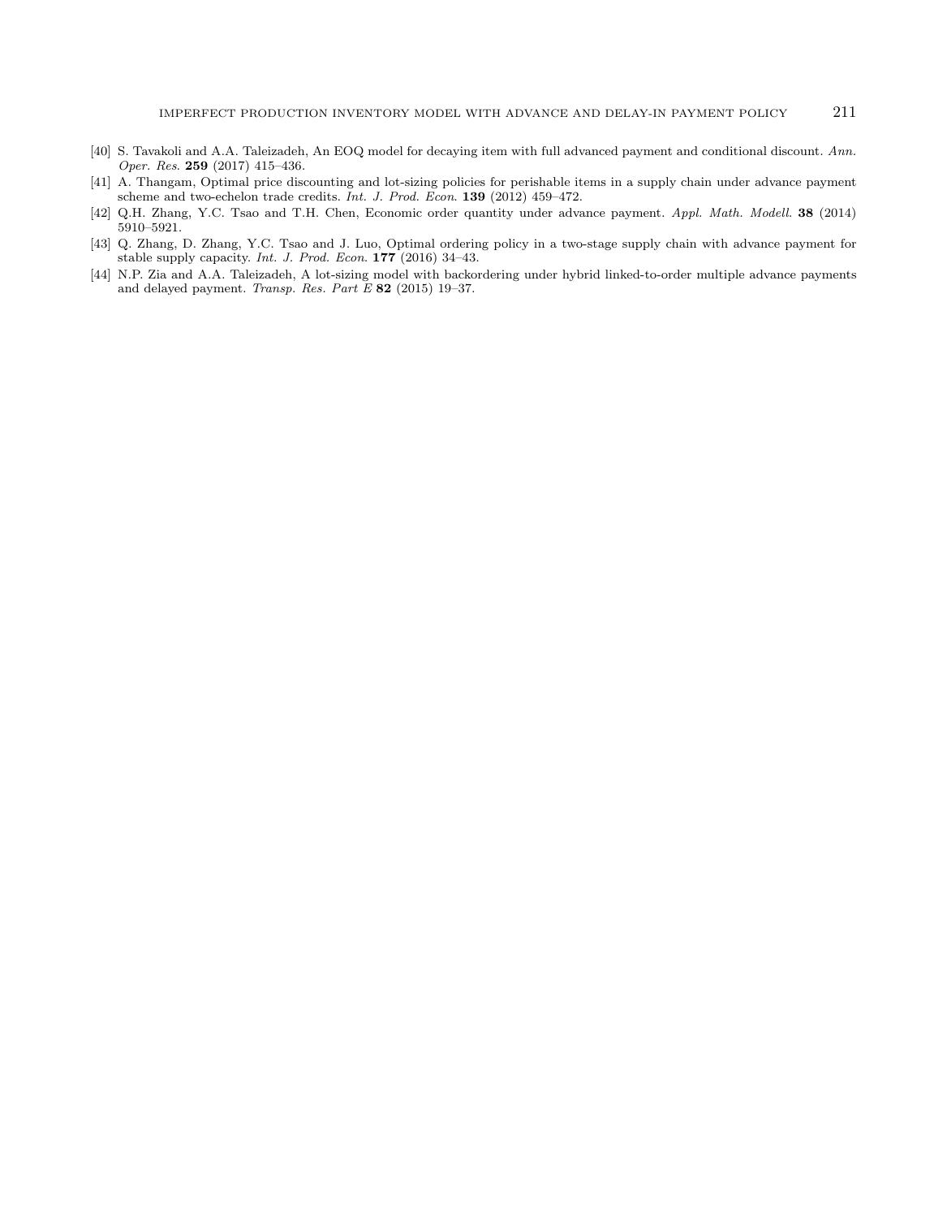[40] S. Tavakoli and A.A. Taleizadeh, An EOQ model for decaying item with full advanced payment and conditional discount. *Ann. Oper. Res.* **259** (2017) 415–436.

[41] A. Thangam, Optimal price discounting and lot-sizing policies for perishable items in a supply chain under advance payment scheme and two-echelon trade credits. *Int. J. Prod. Econ.* **139** (2012) 459–472.

[42] Q.H. Zhang, Y.C. Tsao and T.H. Chen, Economic order quantity under advance payment. *Appl. Math. Modell.* **38** (2014) 5910–5921.

[43] Q. Zhang, D. Zhang, Y.C. Tsao and J. Luo, Optimal ordering policy in a two-stage supply chain with advance payment for stable supply capacity. *Int. J. Prod. Econ.* **177** (2016) 34–43.

[44] N.P. Zia and A.A. Taleizadeh, A lot-sizing model with backordering under hybrid linked-to-order multiple advance payments and delayed payment. *Transp. Res. Part E* **82** (2015) 19–37.